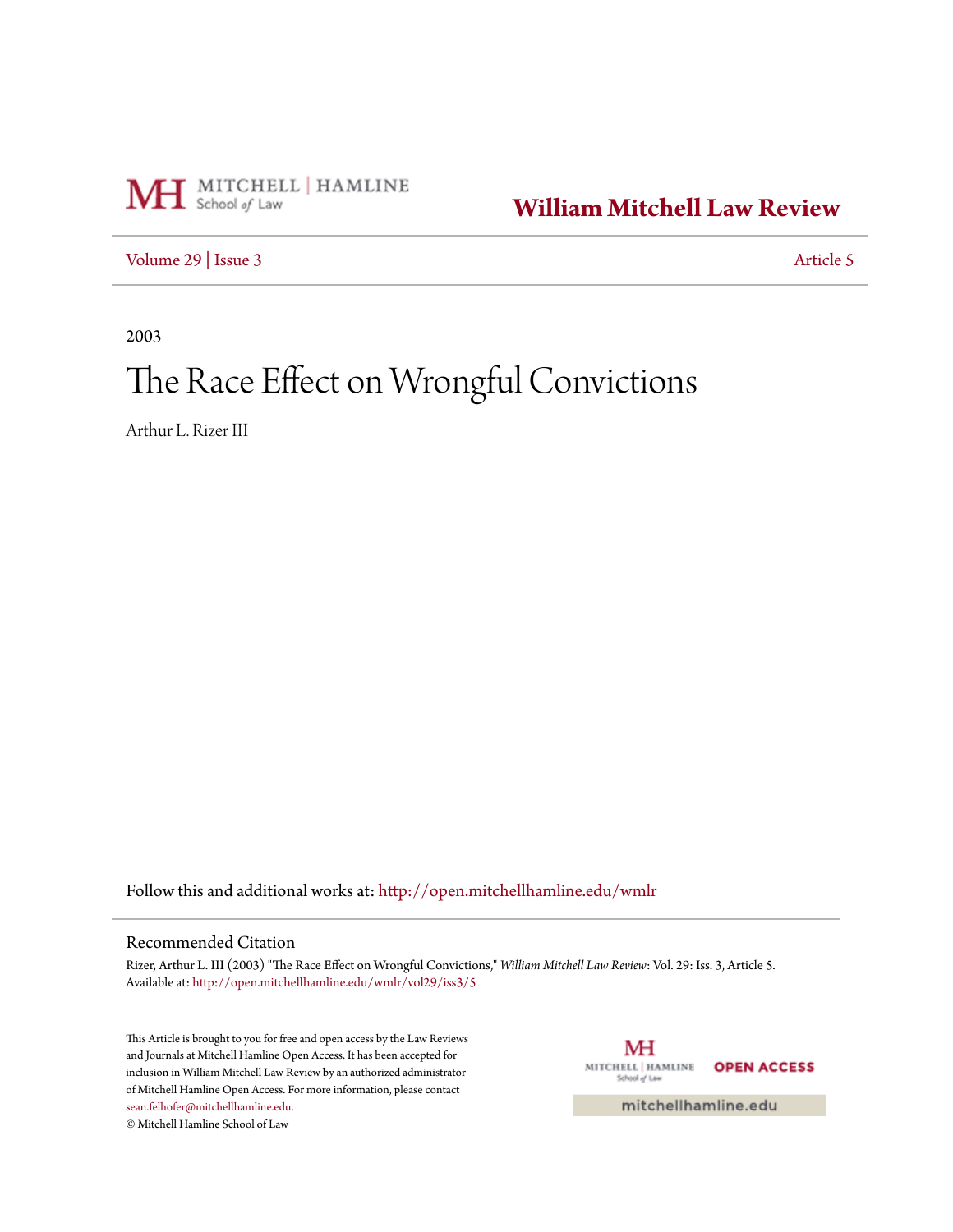MITCHELL | HAMLINE School of Law

# William Mitchell Law Review

Volume 29 | Issue 3 Article 5

2003

# The Race Effect on Wrongful Convictions

Arthur L. Rizer III

Follow this and additional works at: http://open.mitchellhamline.edu/wmlr

## Recommended Citation

Rizer, Arthur L. III (2003) "The Race Effect on Wrongful Convictions," *William Mitchell Law Review*: Vol. 29: Iss. 3, Article 5.
Available at: http://open.mitchellhamline.edu/wmlr/vol29/iss3/5

This Article is brought to you for free and open access by the Law Reviews and Journals at Mitchell Hamline Open Access. It has been accepted for inclusion in William Mitchell Law Review by an authorized administrator of Mitchell Hamline Open Access. For more information, please contact sean.felhofer@mitchellhamline.edu.
© Mitchell Hamline School of Law

MITCHELL | HAMLINE School of Law OPEN ACCESS

mitchellhamline.edu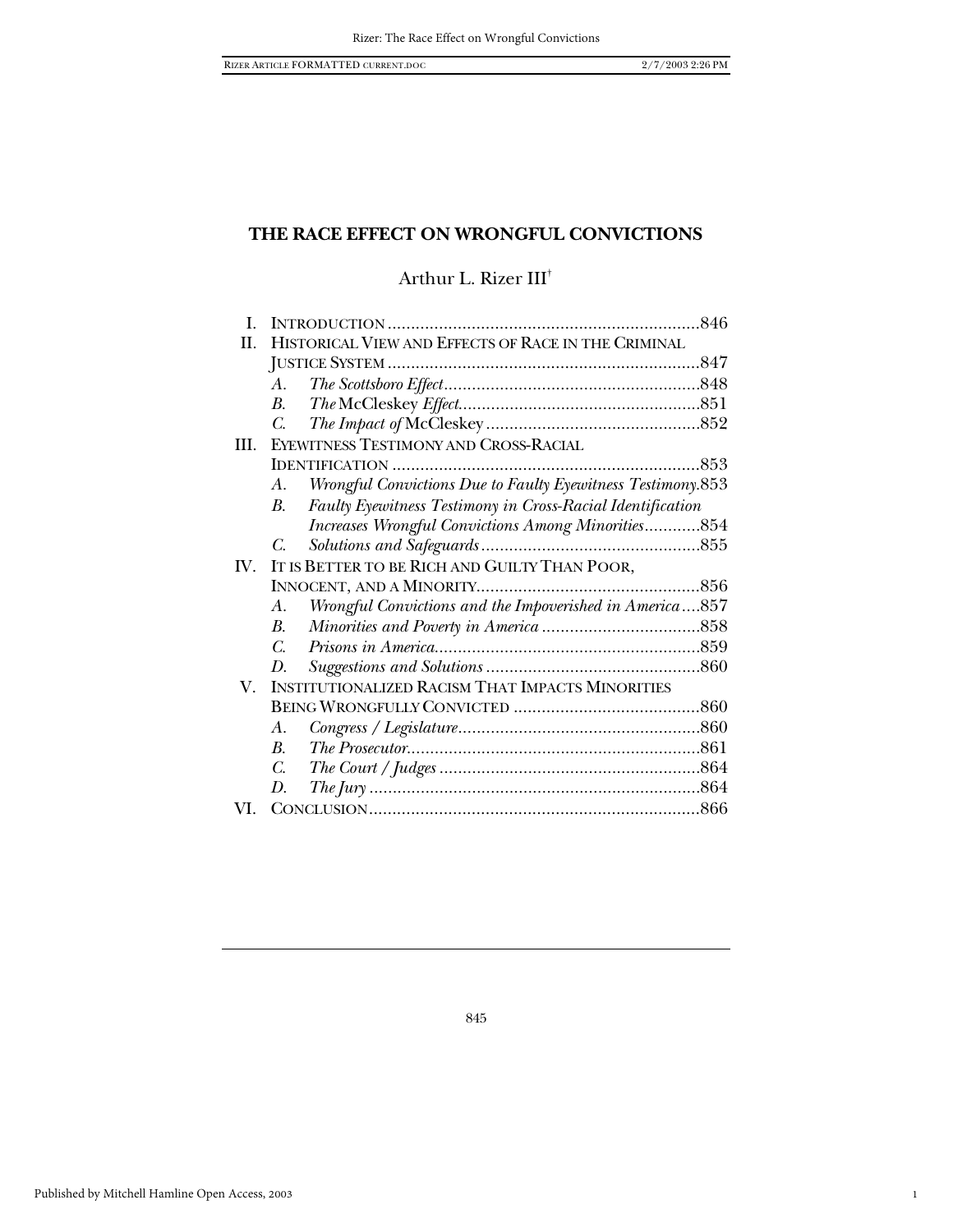# THE RACE EFFECT ON WRONGFUL CONVICTIONS

Arthur L. Rizer III[†]

| | | |
|---|---|---|
| I. | INTRODUCTION | 846 |
| II. | HISTORICAL VIEW AND EFFECTS OF RACE IN THE CRIMINAL JUSTICE SYSTEM | 847 |
| | *A. The Scottsboro Effect* | 848 |
| | *B. The* McCleskey *Effect* | 851 |
| | *C. The Impact of* McCleskey | 852 |
| III. | EYEWITNESS TESTIMONY AND CROSS-RACIAL IDENTIFICATION | 853 |
| | *A. Wrongful Convictions Due to Faulty Eyewitness Testimony* | 853 |
| | *B. Faulty Eyewitness Testimony in Cross-Racial Identification Increases Wrongful Convictions Among Minorities* | 854 |
| | *C. Solutions and Safeguards* | 855 |
| IV. | IT IS BETTER TO BE RICH AND GUILTY THAN POOR, INNOCENT, AND A MINORITY | 856 |
| | *A. Wrongful Convictions and the Impoverished in America* | 857 |
| | *B. Minorities and Poverty in America* | 858 |
| | *C. Prisons in America* | 859 |
| | *D. Suggestions and Solutions* | 860 |
| V. | INSTITUTIONALIZED RACISM THAT IMPACTS MINORITIES BEING WRONGFULLY CONVICTED | 860 |
| | *A. Congress / Legislature* | 860 |
| | *B. The Prosecutor* | 861 |
| | *C. The Court / Judges* | 864 |
| | *D. The Jury* | 864 |
| VI. | CONCLUSION | 866 |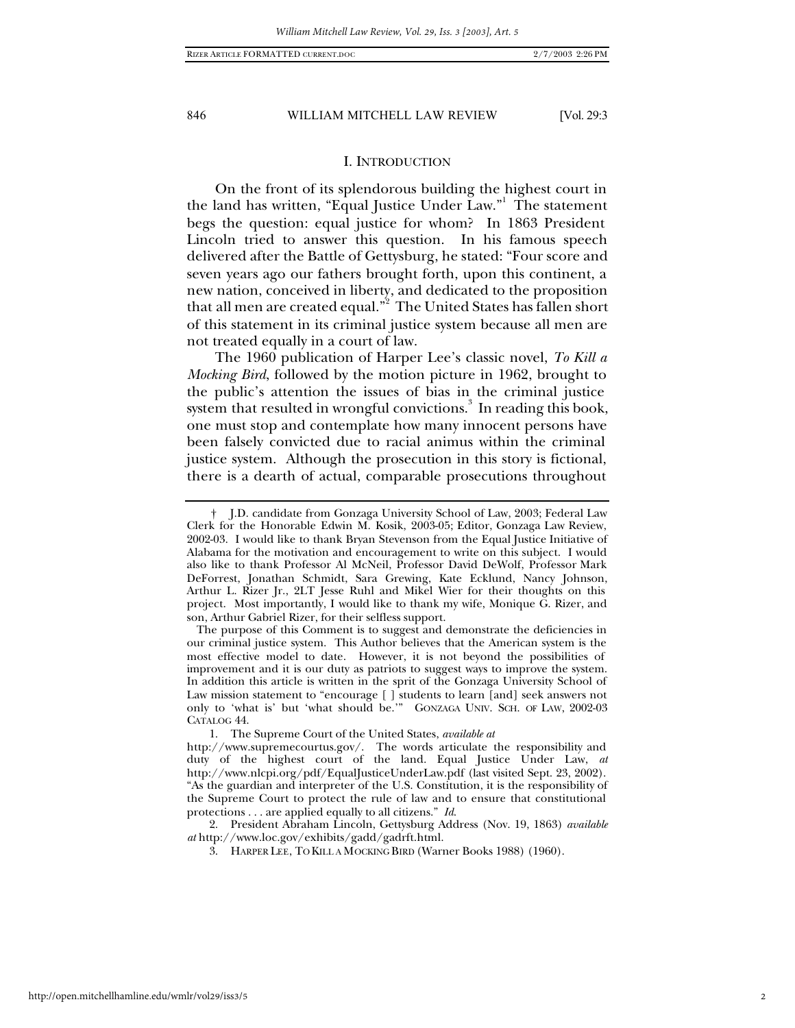## I. INTRODUCTION

On the front of its splendorous building the highest court in the land has written, "Equal Justice Under Law."[1] The statement begs the question: equal justice for whom? In 1863 President Lincoln tried to answer this question. In his famous speech delivered after the Battle of Gettysburg, he stated: "Four score and seven years ago our fathers brought forth, upon this continent, a new nation, conceived in liberty, and dedicated to the proposition that all men are created equal."[2] The United States has fallen short of this statement in its criminal justice system because all men are not treated equally in a court of law.

The 1960 publication of Harper Lee's classic novel, *To Kill a Mocking Bird*, followed by the motion picture in 1962, brought to the public's attention the issues of bias in the criminal justice system that resulted in wrongful convictions.[3] In reading this book, one must stop and contemplate how many innocent persons have been falsely convicted due to racial animus within the criminal justice system. Although the prosecution in this story is fictional, there is a dearth of actual, comparable prosecutions throughout

---

† J.D. candidate from Gonzaga University School of Law, 2003; Federal Law Clerk for the Honorable Edwin M. Kosik, 2003-05; Editor, Gonzaga Law Review, 2002-03. I would like to thank Bryan Stevenson from the Equal Justice Initiative of Alabama for the motivation and encouragement to write on this subject. I would also like to thank Professor Al McNeil, Professor David DeWolf, Professor Mark DeForrest, Jonathan Schmidt, Sara Grewing, Kate Ecklund, Nancy Johnson, Arthur L. Rizer Jr., 2LT Jesse Ruhl and Mikel Wier for their thoughts on this project. Most importantly, I would like to thank my wife, Monique G. Rizer, and son, Arthur Gabriel Rizer, for their selfless support.

The purpose of this Comment is to suggest and demonstrate the deficiencies in our criminal justice system. This Author believes that the American system is the most effective model to date. However, it is not beyond the possibilities of improvement and it is our duty as patriots to suggest ways to improve the system. In addition this article is written in the sprit of the Gonzaga University School of Law mission statement to "encourage [ ] students to learn [and] seek answers not only to 'what is' but 'what should be.'" GONZAGA UNIV. SCH. OF LAW, 2002-03 CATALOG 44.

1. The Supreme Court of the United States, *available at* http://www.supremecourtus.gov/. The words articulate the responsibility and duty of the highest court of the land. Equal Justice Under Law, *at* http://www.nlcpi.org/pdf/EqualJusticeUnderLaw.pdf (last visited Sept. 23, 2002). "As the guardian and interpreter of the U.S. Constitution, it is the responsibility of the Supreme Court to protect the rule of law and to ensure that constitutional protections . . . are applied equally to all citizens." *Id.*

2. President Abraham Lincoln, Gettysburg Address (Nov. 19, 1863) *available at* http://www.loc.gov/exhibits/gadd/gadrft.html.

3. HARPER LEE, TO KILL A MOCKING BIRD (Warner Books 1988) (1960).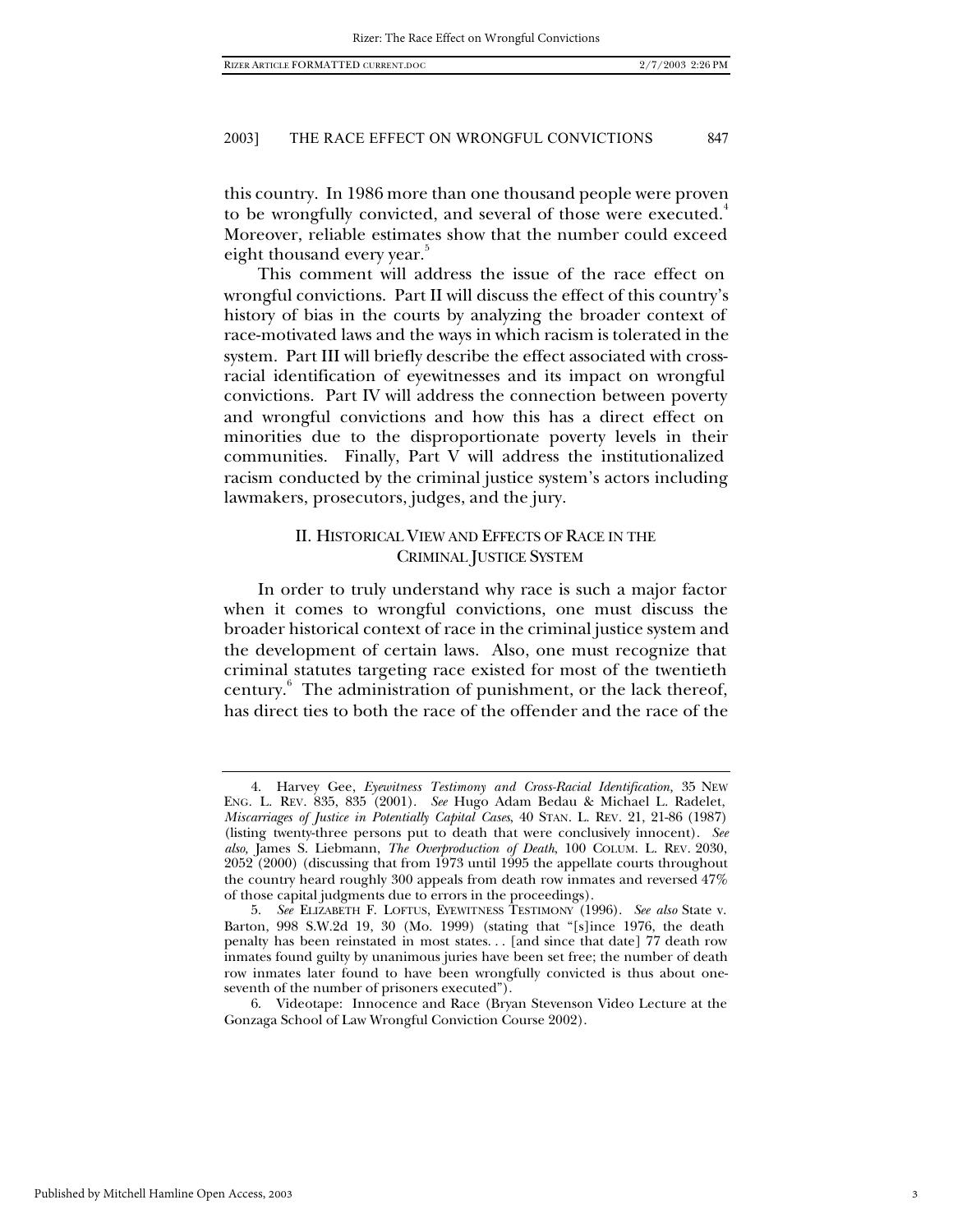this country. In 1986 more than one thousand people were proven to be wrongfully convicted, and several of those were executed.[4] Moreover, reliable estimates show that the number could exceed eight thousand every year.[5]

This comment will address the issue of the race effect on wrongful convictions. Part II will discuss the effect of this country's history of bias in the courts by analyzing the broader context of race-motivated laws and the ways in which racism is tolerated in the system. Part III will briefly describe the effect associated with cross-racial identification of eyewitnesses and its impact on wrongful convictions. Part IV will address the connection between poverty and wrongful convictions and how this has a direct effect on minorities due to the disproportionate poverty levels in their communities. Finally, Part V will address the institutionalized racism conducted by the criminal justice system's actors including lawmakers, prosecutors, judges, and the jury.

## II. HISTORICAL VIEW AND EFFECTS OF RACE IN THE CRIMINAL JUSTICE SYSTEM

In order to truly understand why race is such a major factor when it comes to wrongful convictions, one must discuss the broader historical context of race in the criminal justice system and the development of certain laws. Also, one must recognize that criminal statutes targeting race existed for most of the twentieth century.[6] The administration of punishment, or the lack thereof, has direct ties to both the race of the offender and the race of the

---

4. Harvey Gee, *Eyewitness Testimony and Cross-Racial Identification*, 35 NEW ENG. L. REV. 835, 835 (2001). *See* Hugo Adam Bedau & Michael L. Radelet, *Miscarriages of Justice in Potentially Capital Cases*, 40 STAN. L. REV. 21, 21-86 (1987) (listing twenty-three persons put to death that were conclusively innocent). *See also*, James S. Liebmann, *The Overproduction of Death*, 100 COLUM. L. REV. 2030, 2052 (2000) (discussing that from 1973 until 1995 the appellate courts throughout the country heard roughly 300 appeals from death row inmates and reversed 47% of those capital judgments due to errors in the proceedings).

5. *See* ELIZABETH F. LOFTUS, EYEWITNESS TESTIMONY (1996). *See also* State v. Barton, 998 S.W.2d 19, 30 (Mo. 1999) (stating that "[s]ince 1976, the death penalty has been reinstated in most states. . . [and since that date] 77 death row inmates found guilty by unanimous juries have been set free; the number of death row inmates later found to have been wrongfully convicted is thus about one-seventh of the number of prisoners executed").

6. Videotape: Innocence and Race (Bryan Stevenson Video Lecture at the Gonzaga School of Law Wrongful Conviction Course 2002).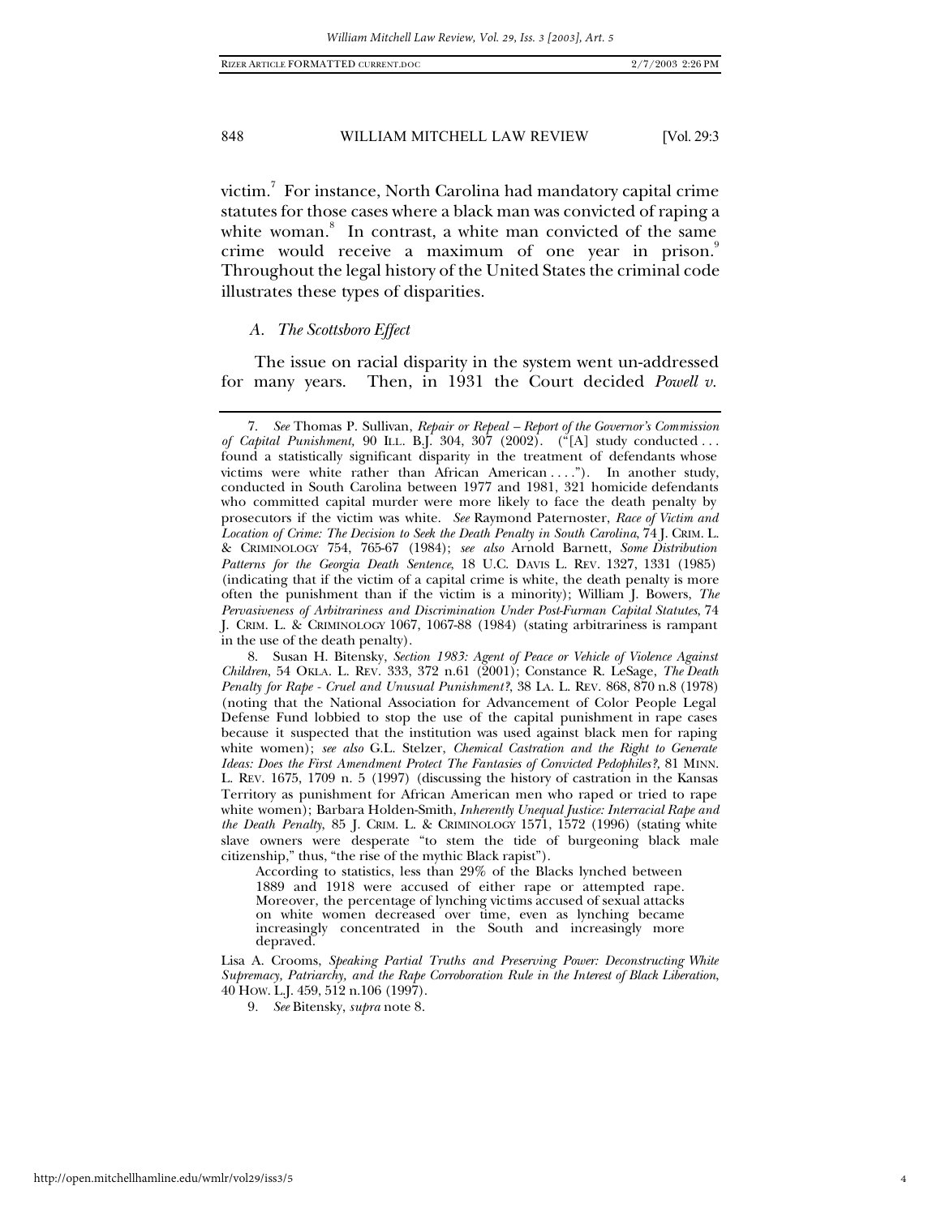victim.[7] For instance, North Carolina had mandatory capital crime statutes for those cases where a black man was convicted of raping a white woman.[8] In contrast, a white man convicted of the same crime would receive a maximum of one year in prison.[9] Throughout the legal history of the United States the criminal code illustrates these types of disparities.

### *A. The Scottsboro Effect*

The issue on racial disparity in the system went un-addressed for many years. Then, in 1931 the Court decided *Powell v.*

---

7. *See* Thomas P. Sullivan, *Repair or Repeal – Report of the Governor's Commission of Capital Punishment*, 90 ILL. B.J. 304, 307 (2002). ("[A] study conducted . . . found a statistically significant disparity in the treatment of defendants whose victims were white rather than African American . . . ."). In another study, conducted in South Carolina between 1977 and 1981, 321 homicide defendants who committed capital murder were more likely to face the death penalty by prosecutors if the victim was white. *See* Raymond Paternoster, *Race of Victim and Location of Crime: The Decision to Seek the Death Penalty in South Carolina*, 74 J. CRIM. L. & CRIMINOLOGY 754, 765-67 (1984); *see also* Arnold Barnett, *Some Distribution Patterns for the Georgia Death Sentence*, 18 U.C. DAVIS L. REV. 1327, 1331 (1985) (indicating that if the victim of a capital crime is white, the death penalty is more often the punishment than if the victim is a minority); William J. Bowers, *The Pervasiveness of Arbitrariness and Discrimination Under Post-Furman Capital Statutes*, 74 J. CRIM. L. & CRIMINOLOGY 1067, 1067-88 (1984) (stating arbitrariness is rampant in the use of the death penalty).

8. Susan H. Bitensky, *Section 1983: Agent of Peace or Vehicle of Violence Against Children*, 54 OKLA. L. REV. 333, 372 n.61 (2001); Constance R. LeSage, *The Death Penalty for Rape - Cruel and Unusual Punishment?*, 38 LA. L. REV. 868, 870 n.8 (1978) (noting that the National Association for Advancement of Color People Legal Defense Fund lobbied to stop the use of the capital punishment in rape cases because it suspected that the institution was used against black men for raping white women); *see also* G.L. Stelzer, *Chemical Castration and the Right to Generate Ideas: Does the First Amendment Protect The Fantasies of Convicted Pedophiles?*, 81 MINN. L. REV. 1675, 1709 n. 5 (1997) (discussing the history of castration in the Kansas Territory as punishment for African American men who raped or tried to rape white women); Barbara Holden-Smith, *Inherently Unequal Justice: Interracial Rape and the Death Penalty*, 85 J. CRIM. L. & CRIMINOLOGY 1571, 1572 (1996) (stating white slave owners were desperate "to stem the tide of burgeoning black male citizenship," thus, "the rise of the mythic Black rapist").

> According to statistics, less than 29% of the Blacks lynched between 1889 and 1918 were accused of either rape or attempted rape. Moreover, the percentage of lynching victims accused of sexual attacks on white women decreased over time, even as lynching became increasingly concentrated in the South and increasingly more depraved.

Lisa A. Crooms, *Speaking Partial Truths and Preserving Power: Deconstructing White Supremacy, Patriarchy, and the Rape Corroboration Rule in the Interest of Black Liberation*, 40 HOW. L.J. 459, 512 n.106 (1997).

9. *See* Bitensky, *supra* note 8.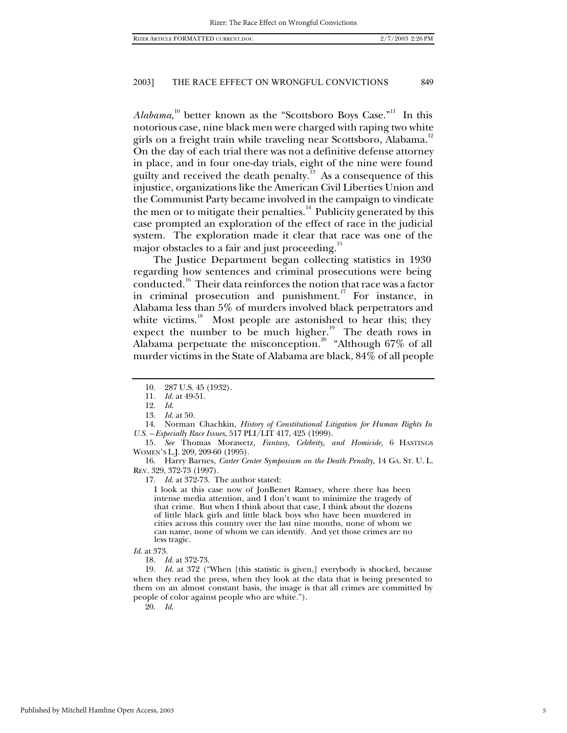*Alabama,*[10] better known as the "Scottsboro Boys Case."[11] In this notorious case, nine black men were charged with raping two white girls on a freight train while traveling near Scottsboro, Alabama.[12] On the day of each trial there was not a definitive defense attorney in place, and in four one-day trials, eight of the nine were found guilty and received the death penalty.[13] As a consequence of this injustice, organizations like the American Civil Liberties Union and the Communist Party became involved in the campaign to vindicate the men or to mitigate their penalties.[14] Publicity generated by this case prompted an exploration of the effect of race in the judicial system. The exploration made it clear that race was one of the major obstacles to a fair and just proceeding.[15]

The Justice Department began collecting statistics in 1930 regarding how sentences and criminal prosecutions were being conducted.[16] Their data reinforces the notion that race was a factor in criminal prosecution and punishment.[17] For instance, in Alabama less than 5% of murders involved black perpetrators and white victims.[18] Most people are astonished to hear this; they expect the number to be much higher.[19] The death rows in Alabama perpetuate the misconception.[20] "Although 67% of all murder victims in the State of Alabama are black, 84% of all people

---

10. 287 U.S. 45 (1932).

11. *Id.* at 49-51.

12. *Id.*

13. *Id.* at 50.

14. Norman Chachkin, *History of Constitutional Litigation for Human Rights In U.S. – Especially Race Issues,* 517 PLI/LIT 417, 425 (1999).

15. *See* Thomas Morawetz, *Fantasy, Celebrity, and Homicide,* 6 HASTINGS WOMEN'S L.J. 209, 209-60 (1995).

16. Harry Barnes, *Carter Center Symposium on the Death Penalty,* 14 GA. ST. U. L. REV. 329, 372-73 (1997).

17. *Id.* at 372-73. The author stated:

> I look at this case now of JonBenet Ramsey, where there has been intense media attention, and I don't want to minimize the tragedy of that crime. But when I think about that case, I think about the dozens of little black girls and little black boys who have been murdered in cities across this country over the last nine months, none of whom we can name, none of whom we can identify. And yet those crimes are no less tragic.

*Id.* at 373.

18. *Id.* at 372-73.

19. *Id.* at 372 ("When [this statistic is given,] everybody is shocked, because when they read the press, when they look at the data that is being presented to them on an almost constant basis, the image is that all crimes are committed by people of color against people who are white.").

20. *Id.*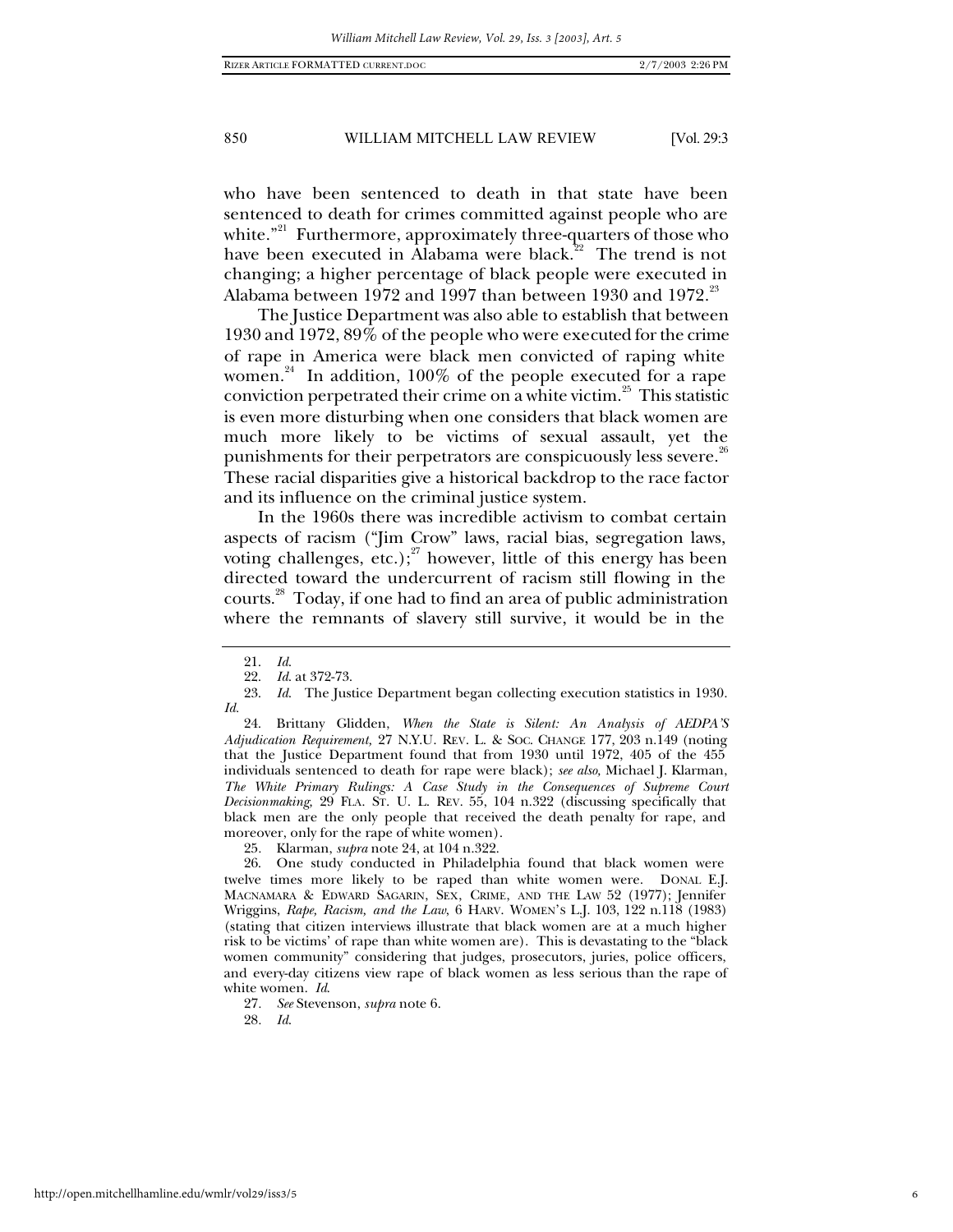who have been sentenced to death in that state have been sentenced to death for crimes committed against people who are white."[21] Furthermore, approximately three-quarters of those who have been executed in Alabama were black.[22] The trend is not changing; a higher percentage of black people were executed in Alabama between 1972 and 1997 than between 1930 and 1972.[23]

The Justice Department was also able to establish that between 1930 and 1972, 89% of the people who were executed for the crime of rape in America were black men convicted of raping white women.[24] In addition, 100% of the people executed for a rape conviction perpetrated their crime on a white victim.[25] This statistic is even more disturbing when one considers that black women are much more likely to be victims of sexual assault, yet the punishments for their perpetrators are conspicuously less severe.[26] These racial disparities give a historical backdrop to the race factor and its influence on the criminal justice system.

In the 1960s there was incredible activism to combat certain aspects of racism ("Jim Crow" laws, racial bias, segregation laws, voting challenges, etc.);[27] however, little of this energy has been directed toward the undercurrent of racism still flowing in the courts.[28] Today, if one had to find an area of public administration where the remnants of slavery still survive, it would be in the

---

21. *Id.*

22. *Id.* at 372-73.

23. *Id.* The Justice Department began collecting execution statistics in 1930. *Id.*

24. Brittany Glidden, *When the State is Silent: An Analysis of AEDPA'S Adjudication Requirement,* 27 N.Y.U. REV. L. & SOC. CHANGE 177, 203 n.149 (noting that the Justice Department found that from 1930 until 1972, 405 of the 455 individuals sentenced to death for rape were black); *see also,* Michael J. Klarman, *The White Primary Rulings: A Case Study in the Consequences of Supreme Court Decisionmaking,* 29 FLA. ST. U. L. REV. 55, 104 n.322 (discussing specifically that black men are the only people that received the death penalty for rape, and moreover, only for the rape of white women).

25. Klarman, *supra* note 24, at 104 n.322.

26. One study conducted in Philadelphia found that black women were twelve times more likely to be raped than white women were. DONAL E.J. MACNAMARA & EDWARD SAGARIN, SEX, CRIME, AND THE LAW 52 (1977); Jennifer Wriggins, *Rape, Racism, and the Law*, 6 HARV. WOMEN'S L.J. 103, 122 n.118 (1983) (stating that citizen interviews illustrate that black women are at a much higher risk to be victims' of rape than white women are). This is devastating to the "black women community" considering that judges, prosecutors, juries, police officers, and every-day citizens view rape of black women as less serious than the rape of white women. *Id.*

27. *See* Stevenson, *supra* note 6.

28. *Id.*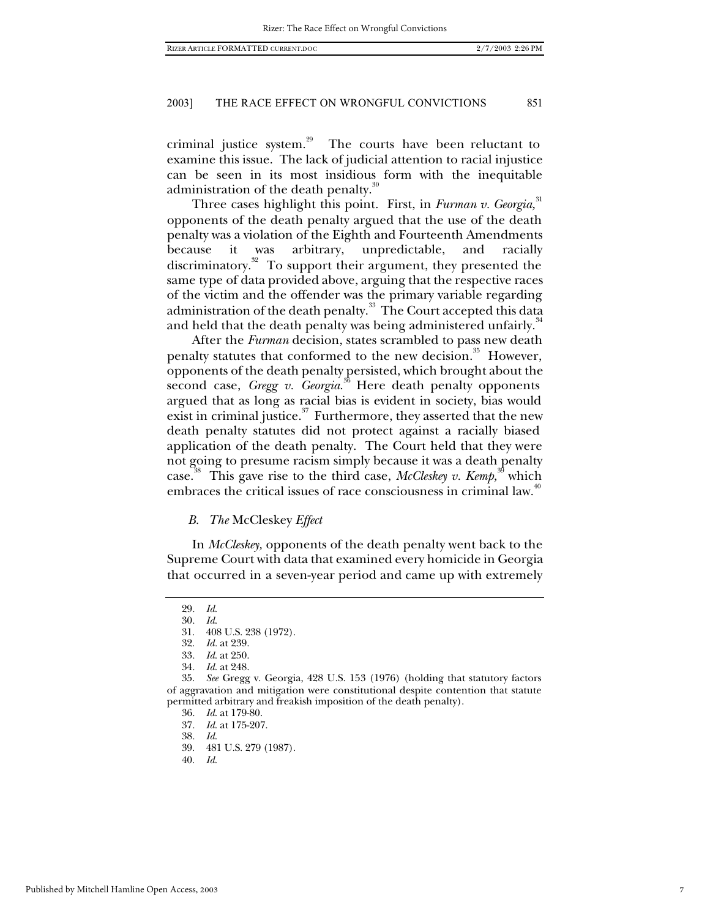criminal justice system.[29] The courts have been reluctant to examine this issue. The lack of judicial attention to racial injustice can be seen in its most insidious form with the inequitable administration of the death penalty.[30]

Three cases highlight this point. First, in *Furman v. Georgia,*[31] opponents of the death penalty argued that the use of the death penalty was a violation of the Eighth and Fourteenth Amendments because it was arbitrary, unpredictable, and racially discriminatory.[32] To support their argument, they presented the same type of data provided above, arguing that the respective races of the victim and the offender was the primary variable regarding administration of the death penalty.[33] The Court accepted this data and held that the death penalty was being administered unfairly.[34]

After the *Furman* decision, states scrambled to pass new death penalty statutes that conformed to the new decision.[35] However, opponents of the death penalty persisted, which brought about the second case, *Gregg v. Georgia.*[36] Here death penalty opponents argued that as long as racial bias is evident in society, bias would exist in criminal justice.[37] Furthermore, they asserted that the new death penalty statutes did not protect against a racially biased application of the death penalty. The Court held that they were not going to presume racism simply because it was a death penalty case.[38] This gave rise to the third case, *McCleskey v. Kemp,*[39] which embraces the critical issues of race consciousness in criminal law.[40]

### *B. The* McCleskey *Effect*

In *McCleskey,* opponents of the death penalty went back to the Supreme Court with data that examined every homicide in Georgia that occurred in a seven-year period and came up with extremely

---

29. *Id.*

30. *Id.*

31. 408 U.S. 238 (1972).

32. *Id.* at 239.

33. *Id.* at 250.

34. *Id.* at 248.

35. *See* Gregg v. Georgia, 428 U.S. 153 (1976) (holding that statutory factors of aggravation and mitigation were constitutional despite contention that statute permitted arbitrary and freakish imposition of the death penalty).

36. *Id.* at 179-80.

37. *Id.* at 175-207.

38. *Id.*

39. 481 U.S. 279 (1987).

40. *Id.*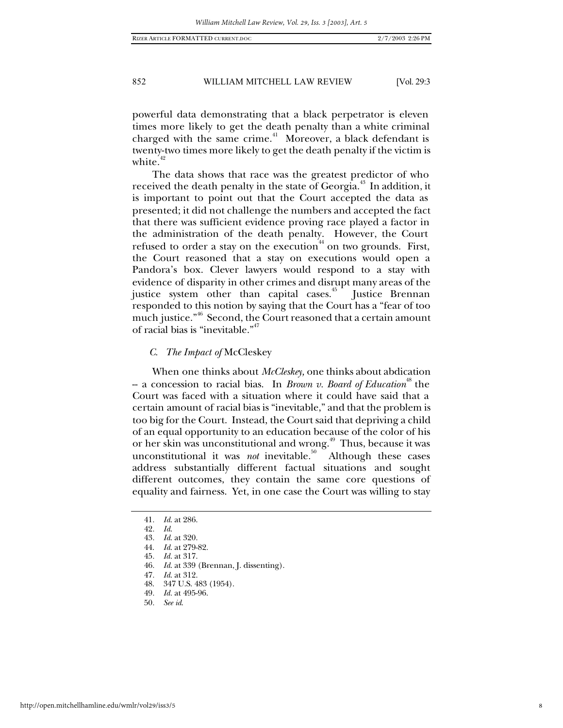powerful data demonstrating that a black perpetrator is eleven times more likely to get the death penalty than a white criminal charged with the same crime.[41] Moreover, a black defendant is twenty-two times more likely to get the death penalty if the victim is white.[42]

The data shows that race was the greatest predictor of who received the death penalty in the state of Georgia.[43] In addition, it is important to point out that the Court accepted the data as presented; it did not challenge the numbers and accepted the fact that there was sufficient evidence proving race played a factor in the administration of the death penalty. However, the Court refused to order a stay on the execution[44] on two grounds. First, the Court reasoned that a stay on executions would open a Pandora's box. Clever lawyers would respond to a stay with evidence of disparity in other crimes and disrupt many areas of the justice system other than capital cases.[45] Justice Brennan responded to this notion by saying that the Court has a "fear of too much justice."[46] Second, the Court reasoned that a certain amount of racial bias is "inevitable."[47]

### *C. The Impact of* McCleskey

When one thinks about *McCleskey,* one thinks about abdication – a concession to racial bias. In *Brown v. Board of Education*[48] the Court was faced with a situation where it could have said that a certain amount of racial bias is "inevitable," and that the problem is too big for the Court. Instead, the Court said that depriving a child of an equal opportunity to an education because of the color of his or her skin was unconstitutional and wrong.[49] Thus, because it was unconstitutional it was *not* inevitable.[50] Although these cases address substantially different factual situations and sought different outcomes, they contain the same core questions of equality and fairness. Yet, in one case the Court was willing to stay

41. *Id.* at 286.
42. *Id.*
43. *Id.* at 320.
44. *Id.* at 279-82.
45. *Id.* at 317.
46. *Id.* at 339 (Brennan, J. dissenting).
47. *Id.* at 312.
48. 347 U.S. 483 (1954).
49. *Id.* at 495-96.
50. *See id.*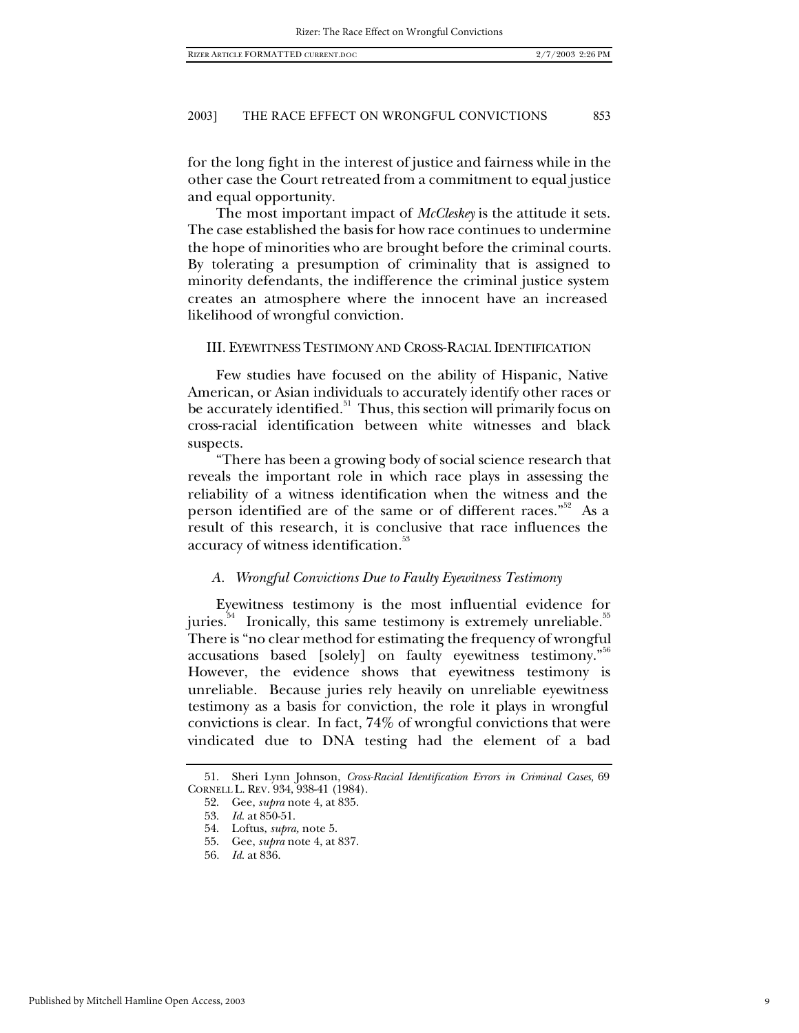for the long fight in the interest of justice and fairness while in the other case the Court retreated from a commitment to equal justice and equal opportunity.

The most important impact of *McCleskey* is the attitude it sets. The case established the basis for how race continues to undermine the hope of minorities who are brought before the criminal courts. By tolerating a presumption of criminality that is assigned to minority defendants, the indifference the criminal justice system creates an atmosphere where the innocent have an increased likelihood of wrongful conviction.

## III. EYEWITNESS TESTIMONY AND CROSS-RACIAL IDENTIFICATION

Few studies have focused on the ability of Hispanic, Native American, or Asian individuals to accurately identify other races or be accurately identified.[51] Thus, this section will primarily focus on cross-racial identification between white witnesses and black suspects.

"There has been a growing body of social science research that reveals the important role in which race plays in assessing the reliability of a witness identification when the witness and the person identified are of the same or of different races."[52] As a result of this research, it is conclusive that race influences the accuracy of witness identification.[53]

### *A. Wrongful Convictions Due to Faulty Eyewitness Testimony*

Eyewitness testimony is the most influential evidence for juries.[54] Ironically, this same testimony is extremely unreliable.[55] There is "no clear method for estimating the frequency of wrongful accusations based [solely] on faulty eyewitness testimony."[56] However, the evidence shows that eyewitness testimony is unreliable. Because juries rely heavily on unreliable eyewitness testimony as a basis for conviction, the role it plays in wrongful convictions is clear. In fact, 74% of wrongful convictions that were vindicated due to DNA testing had the element of a bad

---

51. Sheri Lynn Johnson, *Cross-Racial Identification Errors in Criminal Cases,* 69 CORNELL L. REV. 934, 938-41 (1984).

52. Gee, *supra* note 4, at 835.

53. *Id.* at 850-51.

54. Loftus, *supra,* note 5.

55. Gee, *supra* note 4, at 837.

56. *Id.* at 836.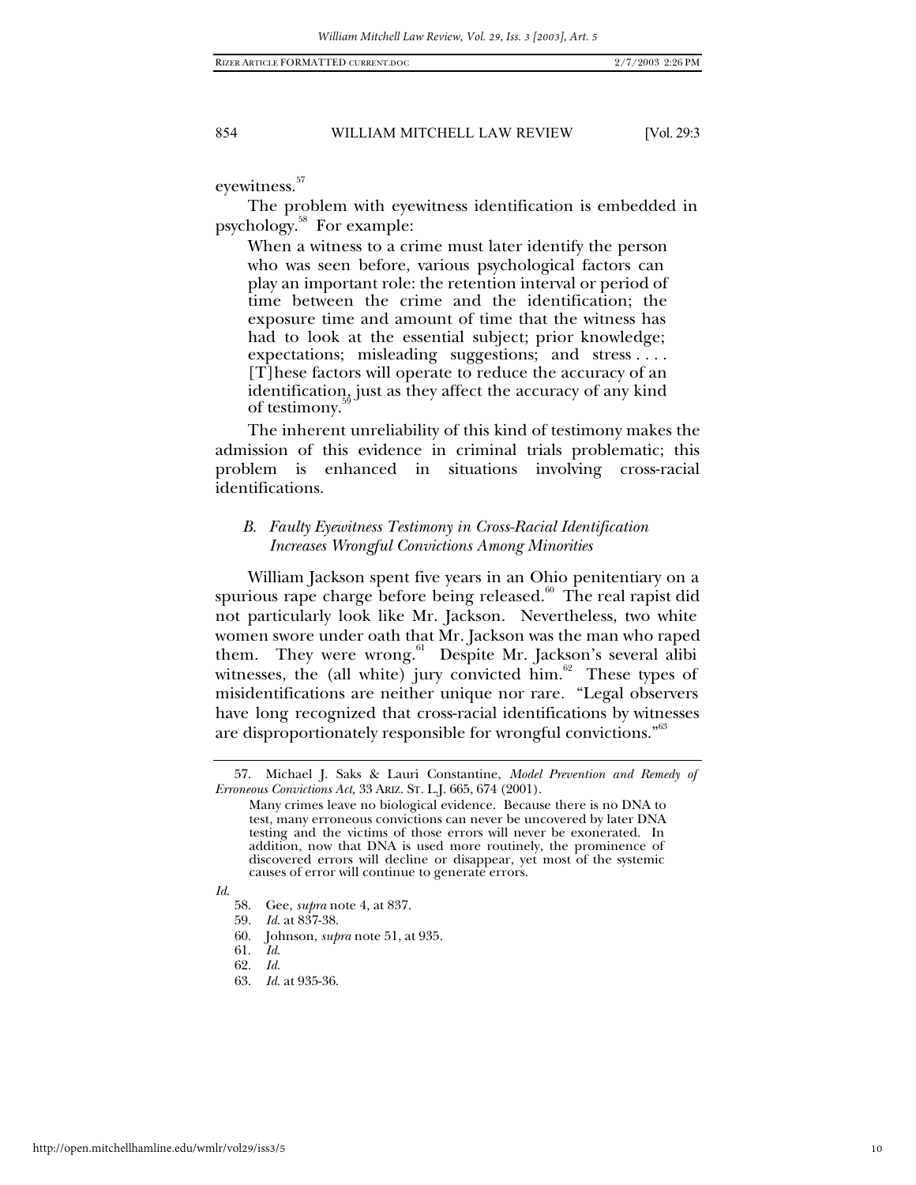eyewitness.[57]

The problem with eyewitness identification is embedded in psychology.[58] For example:

> When a witness to a crime must later identify the person who was seen before, various psychological factors can play an important role: the retention interval or period of time between the crime and the identification; the exposure time and amount of time that the witness has had to look at the essential subject; prior knowledge; expectations; misleading suggestions; and stress . . . . [T]hese factors will operate to reduce the accuracy of an identification, just as they affect the accuracy of any kind of testimony.[59]

The inherent unreliability of this kind of testimony makes the admission of this evidence in criminal trials problematic; this problem is enhanced in situations involving cross-racial identifications.

### *B. Faulty Eyewitness Testimony in Cross-Racial Identification Increases Wrongful Convictions Among Minorities*

William Jackson spent five years in an Ohio penitentiary on a spurious rape charge before being released.[60] The real rapist did not particularly look like Mr. Jackson. Nevertheless, two white women swore under oath that Mr. Jackson was the man who raped them. They were wrong.[61] Despite Mr. Jackson's several alibi witnesses, the (all white) jury convicted him.[62] These types of misidentifications are neither unique nor rare. "Legal observers have long recognized that cross-racial identifications by witnesses are disproportionately responsible for wrongful convictions."[63]

---

57. Michael J. Saks & Lauri Constantine, *Model Prevention and Remedy of Erroneous Convictions Act*, 33 ARIZ. ST. L.J. 665, 674 (2001).

> Many crimes leave no biological evidence. Because there is no DNA to test, many erroneous convictions can never be uncovered by later DNA testing and the victims of those errors will never be exonerated. In addition, now that DNA is used more routinely, the prominence of discovered errors will decline or disappear, yet most of the systemic causes of error will continue to generate errors.

*Id.*

58. Gee, *supra* note 4, at 837.

59. *Id.* at 837-38.

60. Johnson, *supra* note 51, at 935.

61. *Id.*

62. *Id.*

63. *Id.* at 935-36.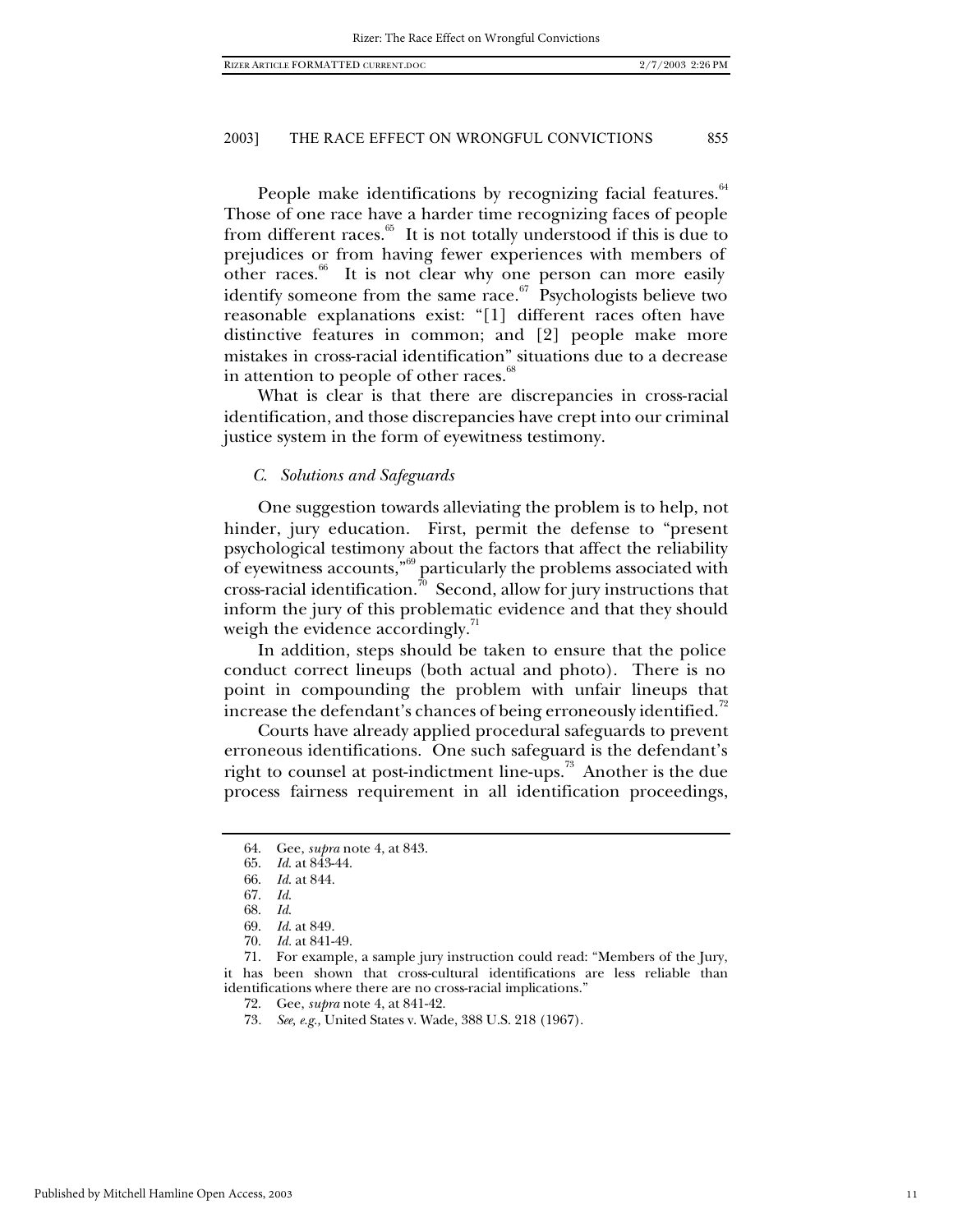People make identifications by recognizing facial features.[64] Those of one race have a harder time recognizing faces of people from different races.[65] It is not totally understood if this is due to prejudices or from having fewer experiences with members of other races.[66] It is not clear why one person can more easily identify someone from the same race.[67] Psychologists believe two reasonable explanations exist: "[1] different races often have distinctive features in common; and [2] people make more mistakes in cross-racial identification" situations due to a decrease in attention to people of other races.[68]

What is clear is that there are discrepancies in cross-racial identification, and those discrepancies have crept into our criminal justice system in the form of eyewitness testimony.

### *C. Solutions and Safeguards*

One suggestion towards alleviating the problem is to help, not hinder, jury education. First, permit the defense to "present psychological testimony about the factors that affect the reliability of eyewitness accounts,"[69] particularly the problems associated with cross-racial identification.[70] Second, allow for jury instructions that inform the jury of this problematic evidence and that they should weigh the evidence accordingly.[71]

In addition, steps should be taken to ensure that the police conduct correct lineups (both actual and photo). There is no point in compounding the problem with unfair lineups that increase the defendant's chances of being erroneously identified.[72]

Courts have already applied procedural safeguards to prevent erroneous identifications. One such safeguard is the defendant's right to counsel at post-indictment line-ups.[73] Another is the due process fairness requirement in all identification proceedings,

---

64. Gee, *supra* note 4, at 843.
65. *Id.* at 843-44.
66. *Id.* at 844.
67. *Id.*
68. *Id.*
69. *Id.* at 849.
70. *Id.* at 841-49.
71. For example, a sample jury instruction could read: "Members of the Jury, it has been shown that cross-cultural identifications are less reliable than identifications where there are no cross-racial implications."
72. Gee, *supra* note 4, at 841-42.
73. *See, e.g.*, United States v. Wade, 388 U.S. 218 (1967).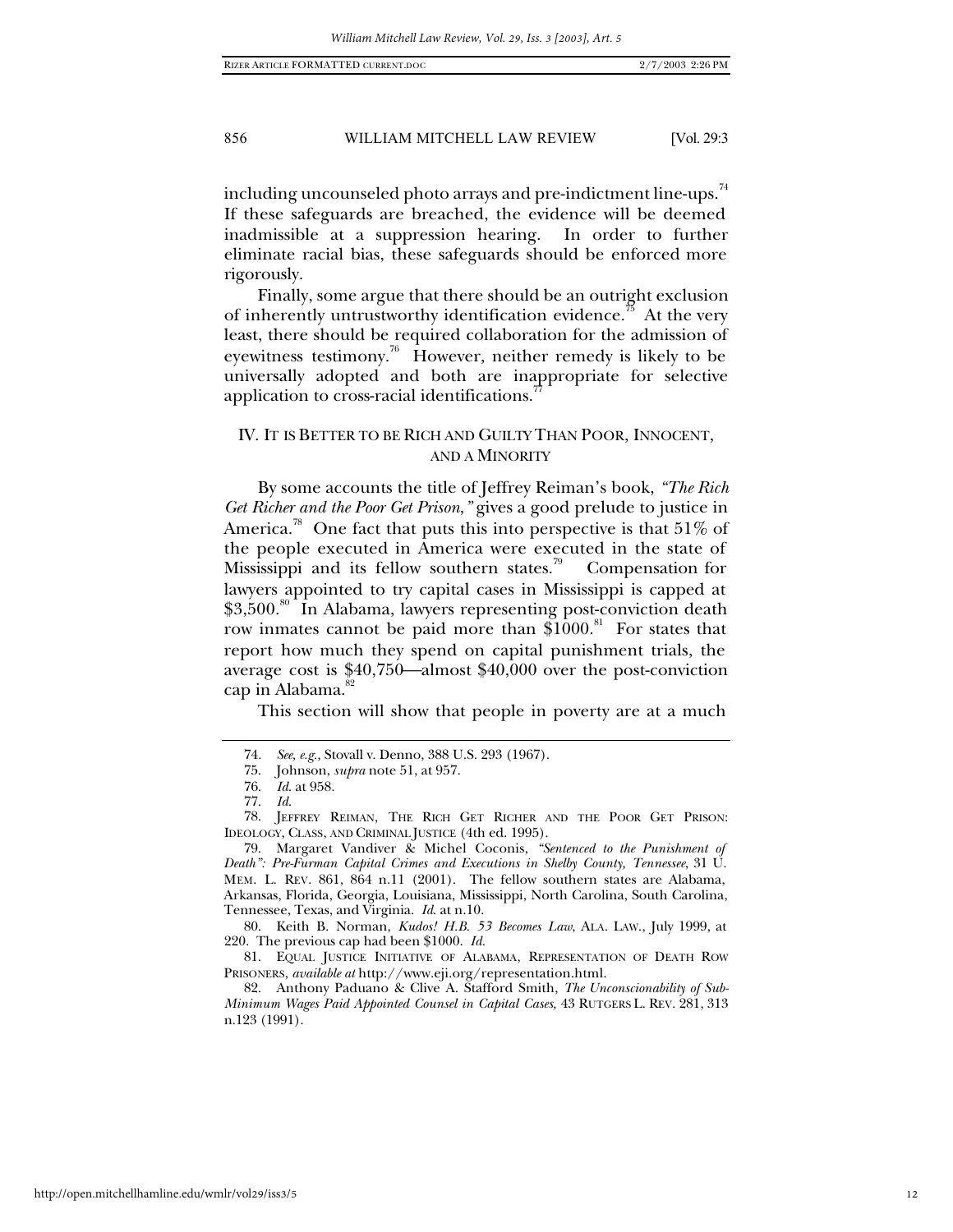including uncounseled photo arrays and pre-indictment line-ups.[74] If these safeguards are breached, the evidence will be deemed inadmissible at a suppression hearing. In order to further eliminate racial bias, these safeguards should be enforced more rigorously.

Finally, some argue that there should be an outright exclusion of inherently untrustworthy identification evidence.[75] At the very least, there should be required collaboration for the admission of eyewitness testimony.[76] However, neither remedy is likely to be universally adopted and both are inappropriate for selective application to cross-racial identifications.[77]

## IV. IT IS BETTER TO BE RICH AND GUILTY THAN POOR, INNOCENT, AND A MINORITY

By some accounts the title of Jeffrey Reiman's book, *"The Rich Get Richer and the Poor Get Prison,"* gives a good prelude to justice in America.[78] One fact that puts this into perspective is that 51% of the people executed in America were executed in the state of Mississippi and its fellow southern states.[79] Compensation for lawyers appointed to try capital cases in Mississippi is capped at $3,500.[80] In Alabama, lawyers representing post-conviction death row inmates cannot be paid more than $1000.[81] For states that report how much they spend on capital punishment trials, the average cost is $40,750—almost $40,000 over the post-conviction cap in Alabama.[82]

This section will show that people in poverty are at a much

---

74. *See, e.g.,* Stovall v. Denno, 388 U.S. 293 (1967).

75. Johnson, *supra* note 51, at 957.

76. *Id.* at 958.

77. *Id.*

78. JEFFREY REIMAN, THE RICH GET RICHER AND THE POOR GET PRISON: IDEOLOGY, CLASS, AND CRIMINAL JUSTICE (4th ed. 1995).

79. Margaret Vandiver & Michel Coconis, *"Sentenced to the Punishment of Death": Pre-Furman Capital Crimes and Executions in Shelby County, Tennessee*, 31 U. MEM. L. REV. 861, 864 n.11 (2001). The fellow southern states are Alabama, Arkansas, Florida, Georgia, Louisiana, Mississippi, North Carolina, South Carolina, Tennessee, Texas, and Virginia. *Id.* at n.10.

80. Keith B. Norman, *Kudos! H.B. 53 Becomes Law*, ALA. LAW., July 1999, at 220. The previous cap had been $1000. *Id.*

81. EQUAL JUSTICE INITIATIVE OF ALABAMA, REPRESENTATION OF DEATH ROW PRISONERS, *available at* http://www.eji.org/representation.html.

82. Anthony Paduano & Clive A. Stafford Smith, *The Unconscionability of Sub-Minimum Wages Paid Appointed Counsel in Capital Cases,* 43 RUTGERS L. REV. 281, 313 n.123 (1991).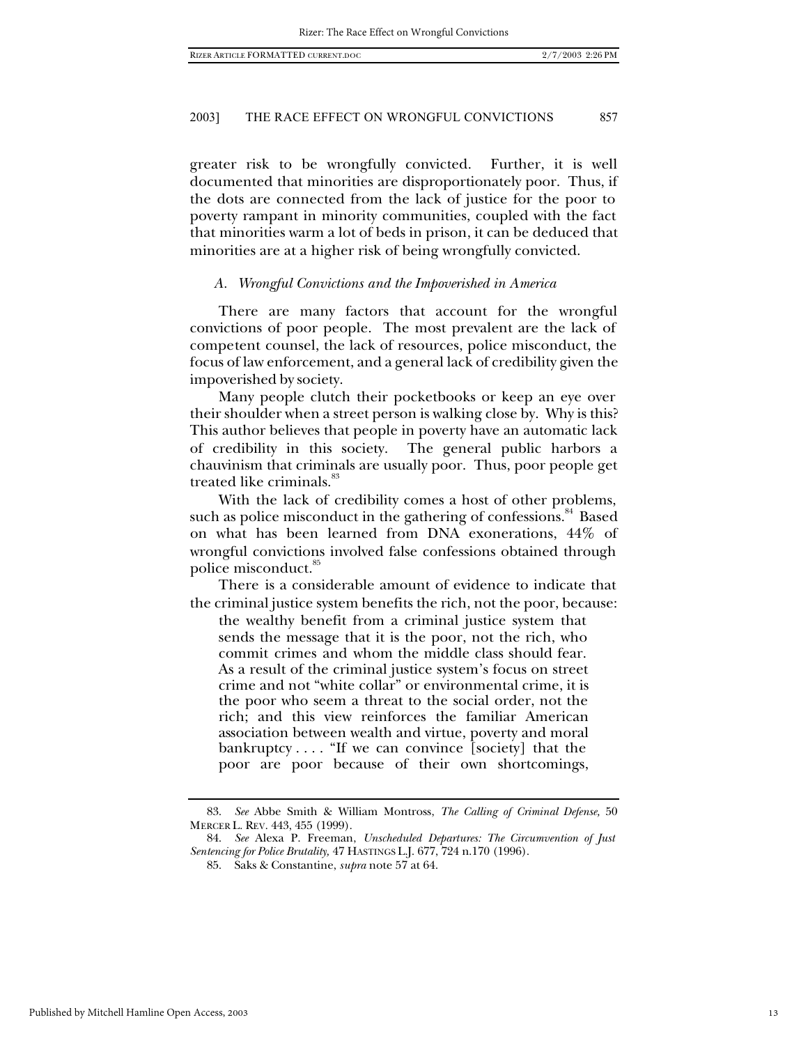greater risk to be wrongfully convicted. Further, it is well documented that minorities are disproportionately poor. Thus, if the dots are connected from the lack of justice for the poor to poverty rampant in minority communities, coupled with the fact that minorities warm a lot of beds in prison, it can be deduced that minorities are at a higher risk of being wrongfully convicted.

### *A. Wrongful Convictions and the Impoverished in America*

There are many factors that account for the wrongful convictions of poor people. The most prevalent are the lack of competent counsel, the lack of resources, police misconduct, the focus of law enforcement, and a general lack of credibility given the impoverished by society.

Many people clutch their pocketbooks or keep an eye over their shoulder when a street person is walking close by. Why is this? This author believes that people in poverty have an automatic lack of credibility in this society. The general public harbors a chauvinism that criminals are usually poor. Thus, poor people get treated like criminals.[83]

With the lack of credibility comes a host of other problems, such as police misconduct in the gathering of confessions.[84] Based on what has been learned from DNA exonerations, 44% of wrongful convictions involved false confessions obtained through police misconduct.[85]

There is a considerable amount of evidence to indicate that the criminal justice system benefits the rich, not the poor, because:

> the wealthy benefit from a criminal justice system that sends the message that it is the poor, not the rich, who commit crimes and whom the middle class should fear. As a result of the criminal justice system's focus on street crime and not "white collar" or environmental crime, it is the poor who seem a threat to the social order, not the rich; and this view reinforces the familiar American association between wealth and virtue, poverty and moral bankruptcy . . . . "If we can convince [society] that the poor are poor because of their own shortcomings,

---

83. *See* Abbe Smith & William Montross, *The Calling of Criminal Defense*, 50 MERCER L. REV. 443, 455 (1999).

84. *See* Alexa P. Freeman, *Unscheduled Departures: The Circumvention of Just Sentencing for Police Brutality*, 47 HASTINGS L.J. 677, 724 n.170 (1996).

85. Saks & Constantine, *supra* note 57 at 64.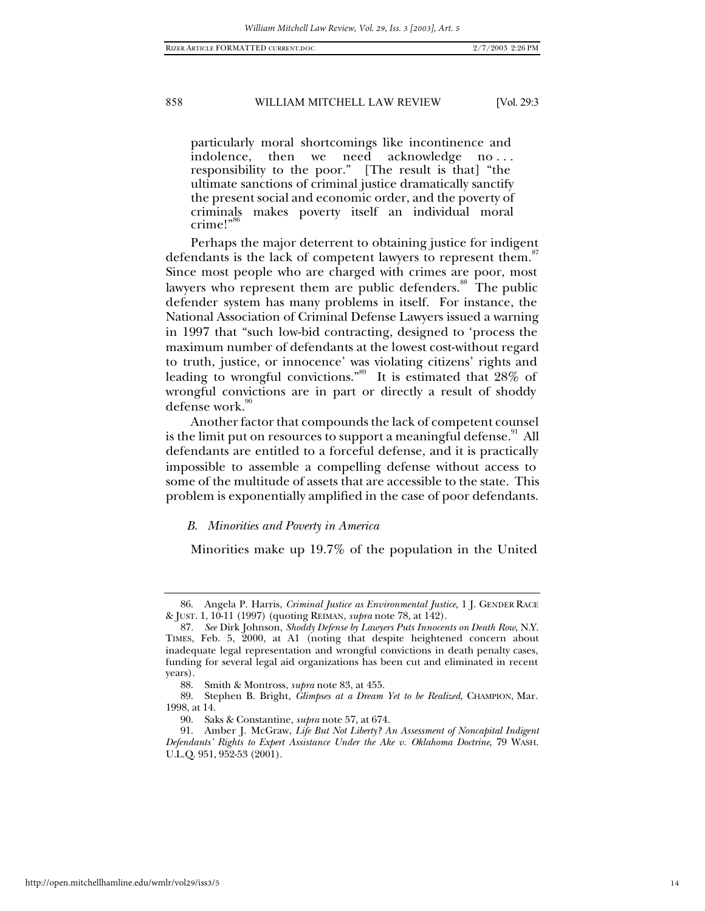particularly moral shortcomings like incontinence and indolence, then we need acknowledge no . . . responsibility to the poor." [The result is that] "the ultimate sanctions of criminal justice dramatically sanctify the present social and economic order, and the poverty of criminals makes poverty itself an individual moral crime!"[86]

Perhaps the major deterrent to obtaining justice for indigent defendants is the lack of competent lawyers to represent them.[87] Since most people who are charged with crimes are poor, most lawyers who represent them are public defenders.[88] The public defender system has many problems in itself. For instance, the National Association of Criminal Defense Lawyers issued a warning in 1997 that "such low-bid contracting, designed to 'process the maximum number of defendants at the lowest cost-without regard to truth, justice, or innocence' was violating citizens' rights and leading to wrongful convictions."[89] It is estimated that 28% of wrongful convictions are in part or directly a result of shoddy defense work.[90]

Another factor that compounds the lack of competent counsel is the limit put on resources to support a meaningful defense.[91] All defendants are entitled to a forceful defense, and it is practically impossible to assemble a compelling defense without access to some of the multitude of assets that are accessible to the state. This problem is exponentially amplified in the case of poor defendants.

### *B. Minorities and Poverty in America*

Minorities make up 19.7% of the population in the United

---

86. Angela P. Harris, *Criminal Justice as Environmental Justice,* 1 J. GENDER RACE & JUST. 1, 10-11 (1997) (quoting REIMAN, *supra* note 78, at 142).

87. *See* Dirk Johnson, *Shoddy Defense by Lawyers Puts Innocents on Death Row*, N.Y. TIMES, Feb. 5, 2000, at A1 (noting that despite heightened concern about inadequate legal representation and wrongful convictions in death penalty cases, funding for several legal aid organizations has been cut and eliminated in recent years).

88. Smith & Montross, *supra* note 83, at 455.

89. Stephen B. Bright, *Glimpses at a Dream Yet to be Realized*, CHAMPION, Mar. 1998, at 14.

90. Saks & Constantine, *supra* note 57, at 674.

91. Amber J. McGraw, *Life But Not Liberty? An Assessment of Noncapital Indigent Defendants' Rights to Expert Assistance Under the Ake v. Oklahoma Doctrine,* 79 WASH. U.L.Q. 951, 952-53 (2001).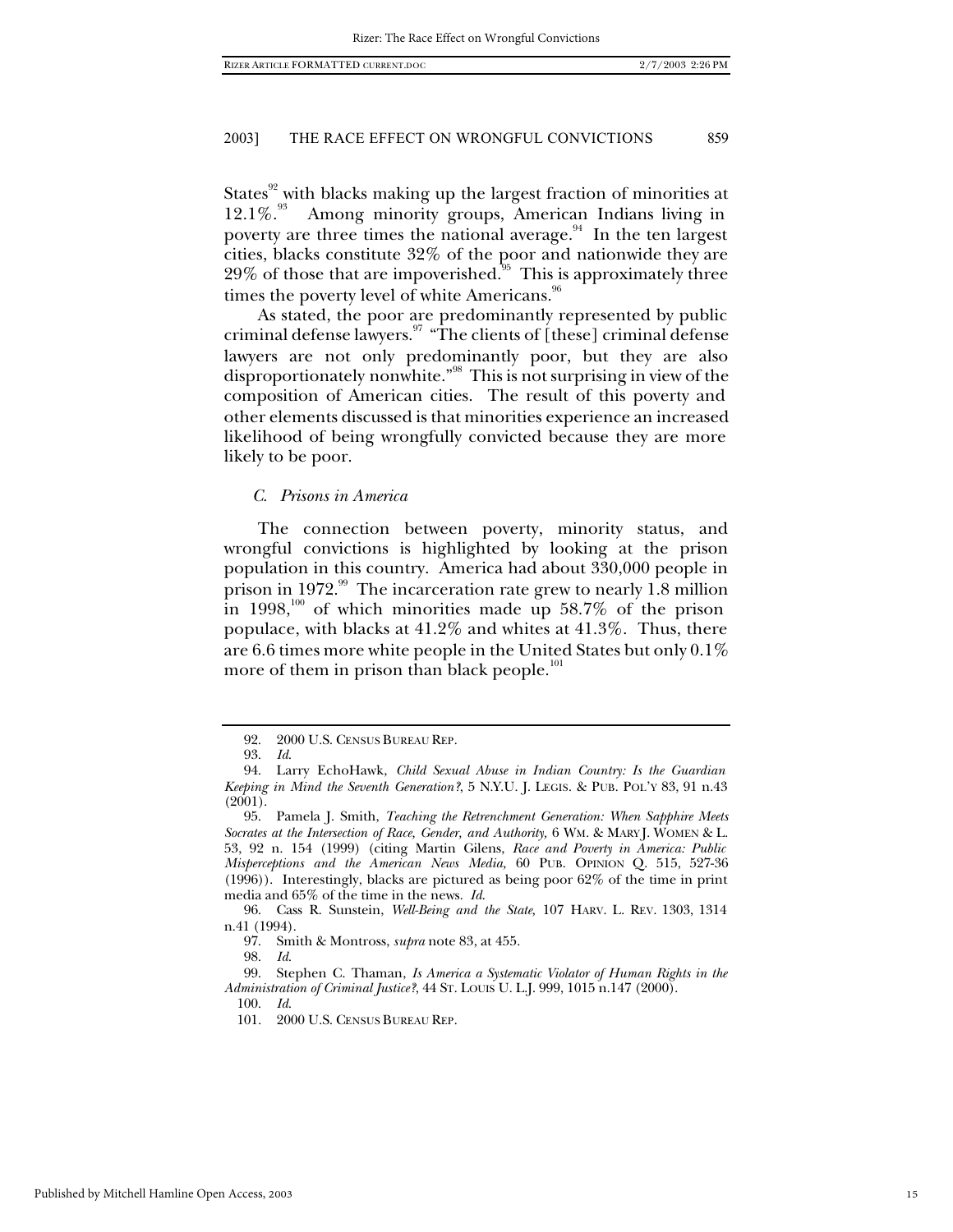States[92] with blacks making up the largest fraction of minorities at 12.1%.[93] Among minority groups, American Indians living in poverty are three times the national average.[94] In the ten largest cities, blacks constitute 32% of the poor and nationwide they are 29% of those that are impoverished.[95] This is approximately three times the poverty level of white Americans.[96]

As stated, the poor are predominantly represented by public criminal defense lawyers.[97] "The clients of [these] criminal defense lawyers are not only predominantly poor, but they are also disproportionately nonwhite."[98] This is not surprising in view of the composition of American cities. The result of this poverty and other elements discussed is that minorities experience an increased likelihood of being wrongfully convicted because they are more likely to be poor.

### *C. Prisons in America*

The connection between poverty, minority status, and wrongful convictions is highlighted by looking at the prison population in this country. America had about 330,000 people in prison in 1972.[99] The incarceration rate grew to nearly 1.8 million in 1998,[100] of which minorities made up 58.7% of the prison populace, with blacks at 41.2% and whites at 41.3%. Thus, there are 6.6 times more white people in the United States but only 0.1% more of them in prison than black people.[101]

---

92. 2000 U.S. CENSUS BUREAU REP.

93. *Id.*

94. Larry EchoHawk, *Child Sexual Abuse in Indian Country: Is the Guardian Keeping in Mind the Seventh Generation?*, 5 N.Y.U. J. LEGIS. & PUB. POL'Y 83, 91 n.43 (2001).

95. Pamela J. Smith, *Teaching the Retrenchment Generation: When Sapphire Meets Socrates at the Intersection of Race, Gender, and Authority,* 6 WM. & MARY J. WOMEN & L. 53, 92 n. 154 (1999) (citing Martin Gilens, *Race and Poverty in America: Public Misperceptions and the American News Media,* 60 PUB. OPINION Q. 515, 527-36 (1996)). Interestingly, blacks are pictured as being poor 62% of the time in print media and 65% of the time in the news. *Id.*

96. Cass R. Sunstein, *Well-Being and the State,* 107 HARV. L. REV. 1303, 1314 n.41 (1994).

97. Smith & Montross, *supra* note 83, at 455.

98. *Id.*

99. Stephen C. Thaman, *Is America a Systematic Violator of Human Rights in the Administration of Criminal Justice?*, 44 ST. LOUIS U. L.J. 999, 1015 n.147 (2000).

100. *Id.*

101. 2000 U.S. CENSUS BUREAU REP.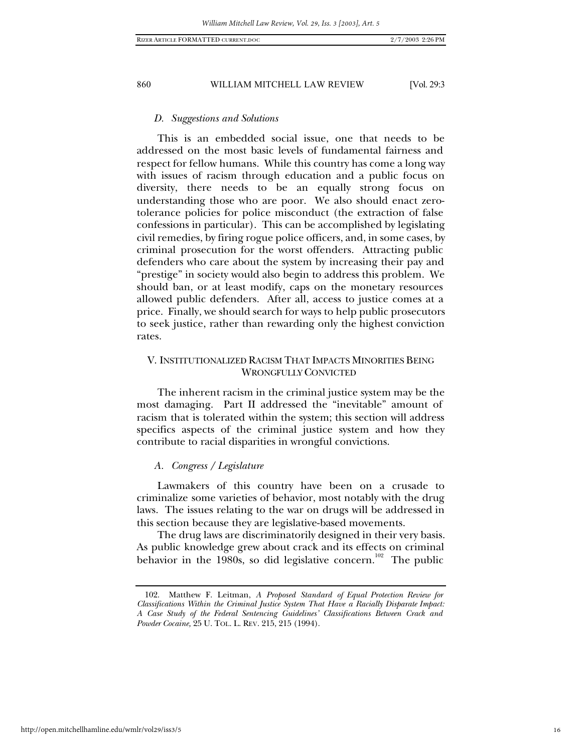### *D. Suggestions and Solutions*

This is an embedded social issue, one that needs to be addressed on the most basic levels of fundamental fairness and respect for fellow humans. While this country has come a long way with issues of racism through education and a public focus on diversity, there needs to be an equally strong focus on understanding those who are poor. We also should enact zero-tolerance policies for police misconduct (the extraction of false confessions in particular). This can be accomplished by legislating civil remedies, by firing rogue police officers, and, in some cases, by criminal prosecution for the worst offenders. Attracting public defenders who care about the system by increasing their pay and "prestige" in society would also begin to address this problem. We should ban, or at least modify, caps on the monetary resources allowed public defenders. After all, access to justice comes at a price. Finally, we should search for ways to help public prosecutors to seek justice, rather than rewarding only the highest conviction rates.

## V. INSTITUTIONALIZED RACISM THAT IMPACTS MINORITIES BEING WRONGFULLY CONVICTED

The inherent racism in the criminal justice system may be the most damaging. Part II addressed the "inevitable" amount of racism that is tolerated within the system; this section will address specifics aspects of the criminal justice system and how they contribute to racial disparities in wrongful convictions.

### *A. Congress / Legislature*

Lawmakers of this country have been on a crusade to criminalize some varieties of behavior, most notably with the drug laws. The issues relating to the war on drugs will be addressed in this section because they are legislative-based movements.

The drug laws are discriminatorily designed in their very basis. As public knowledge grew about crack and its effects on criminal behavior in the 1980s, so did legislative concern.[102] The public

---

102. Matthew F. Leitman, *A Proposed Standard of Equal Protection Review for Classifications Within the Criminal Justice System That Have a Racially Disparate Impact: A Case Study of the Federal Sentencing Guidelines' Classifications Between Crack and Powder Cocaine,* 25 U. TOL. L. REV. 215, 215 (1994).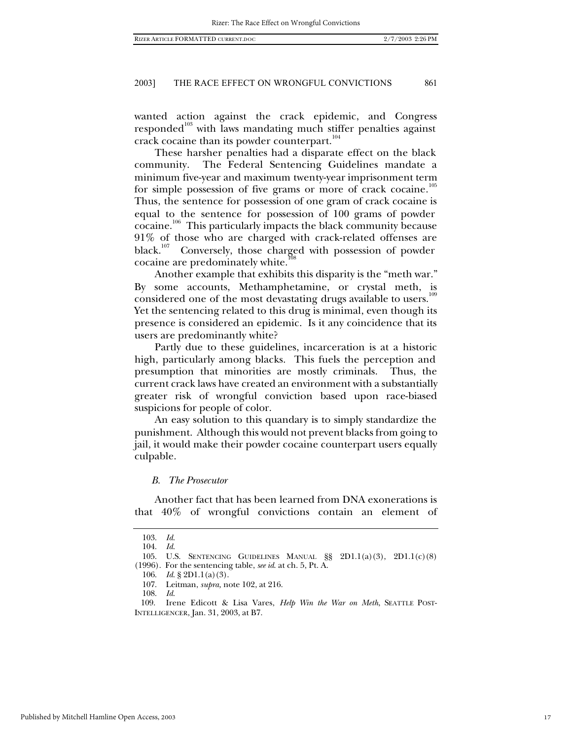wanted action against the crack epidemic, and Congress responded[103] with laws mandating much stiffer penalties against crack cocaine than its powder counterpart.[104]

These harsher penalties had a disparate effect on the black community. The Federal Sentencing Guidelines mandate a minimum five-year and maximum twenty-year imprisonment term for simple possession of five grams or more of crack cocaine.[105] Thus, the sentence for possession of one gram of crack cocaine is equal to the sentence for possession of 100 grams of powder cocaine.[106] This particularly impacts the black community because 91% of those who are charged with crack-related offenses are black.[107] Conversely, those charged with possession of powder cocaine are predominately white.[108]

Another example that exhibits this disparity is the "meth war." By some accounts, Methamphetamine, or crystal meth, is considered one of the most devastating drugs available to users.[109] Yet the sentencing related to this drug is minimal, even though its presence is considered an epidemic. Is it any coincidence that its users are predominantly white?

Partly due to these guidelines, incarceration is at a historic high, particularly among blacks. This fuels the perception and presumption that minorities are mostly criminals. Thus, the current crack laws have created an environment with a substantially greater risk of wrongful conviction based upon race-biased suspicions for people of color.

An easy solution to this quandary is to simply standardize the punishment. Although this would not prevent blacks from going to jail, it would make their powder cocaine counterpart users equally culpable.

### *B. The Prosecutor*

Another fact that has been learned from DNA exonerations is that 40% of wrongful convictions contain an element of

---

103. *Id.*

104. *Id.*

105. U.S. SENTENCING GUIDELINES MANUAL §§ 2D1.1(a)(3), 2D1.1(c)(8) (1996). For the sentencing table, *see id.* at ch. 5, Pt. A.

106. *Id.* § 2D1.1(a)(3).

107. Leitman, *supra,* note 102, at 216.

108. *Id.*

109. Irene Edicott & Lisa Vares, *Help Win the War on Meth,* SEATTLE POST-INTELLIGENCER, Jan. 31, 2003, at B7.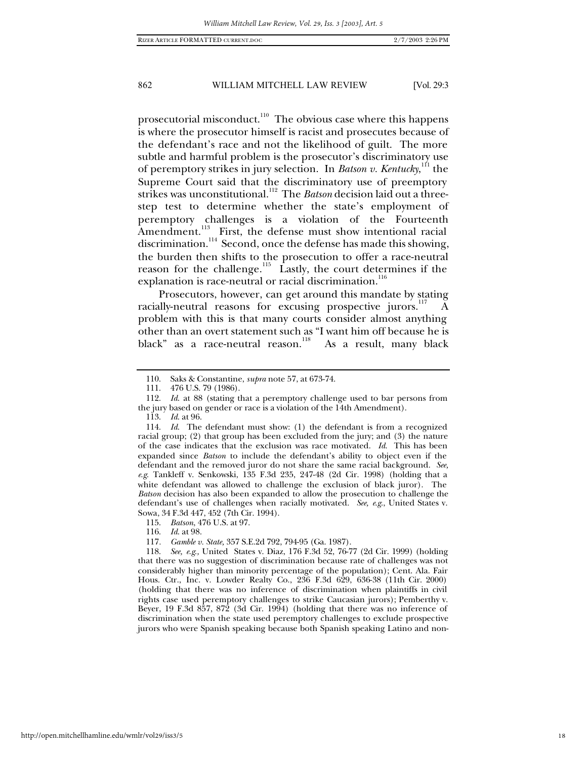prosecutorial misconduct.[110] The obvious case where this happens is where the prosecutor himself is racist and prosecutes because of the defendant's race and not the likelihood of guilt. The more subtle and harmful problem is the prosecutor's discriminatory use of peremptory strikes in jury selection. In *Batson v. Kentucky*,[111] the Supreme Court said that the discriminatory use of preemptory strikes was unconstitutional.[112] The *Batson* decision laid out a three-step test to determine whether the state's employment of peremptory challenges is a violation of the Fourteenth Amendment.[113] First, the defense must show intentional racial discrimination.[114] Second, once the defense has made this showing, the burden then shifts to the prosecution to offer a race-neutral reason for the challenge.[115] Lastly, the court determines if the explanation is race-neutral or racial discrimination.[116]

Prosecutors, however, can get around this mandate by stating racially-neutral reasons for excusing prospective jurors.[117] A problem with this is that many courts consider almost anything other than an overt statement such as "I want him off because he is black" as a race-neutral reason.[118] As a result, many black

---

110. Saks & Constantine, *supra* note 57, at 673-74.

111. 476 U.S. 79 (1986).

112. *Id.* at 88 (stating that a peremptory challenge used to bar persons from the jury based on gender or race is a violation of the 14th Amendment).

113. *Id.* at 96.

114. *Id.* The defendant must show: (1) the defendant is from a recognized racial group; (2) that group has been excluded from the jury; and (3) the nature of the case indicates that the exclusion was race motivated. *Id.* This has been expanded since *Batson* to include the defendant's ability to object even if the defendant and the removed juror do not share the same racial background. *See, e.g.* Tankleff v. Senkowski, 135 F.3d 235, 247-48 (2d Cir. 1998) (holding that a white defendant was allowed to challenge the exclusion of black juror). The *Batson* decision has also been expanded to allow the prosecution to challenge the defendant's use of challenges when racially motivated. *See, e.g.*, United States v. Sowa, 34 F.3d 447, 452 (7th Cir. 1994).

115. *Batson*, 476 U.S. at 97.

116. *Id.* at 98.

117. *Gamble v. State,* 357 S.E.2d 792, 794-95 (Ga. 1987).

118. *See, e.g.,* United States v. Diaz, 176 F.3d 52, 76-77 (2d Cir. 1999) (holding that there was no suggestion of discrimination because rate of challenges was not considerably higher than minority percentage of the population); Cent. Ala. Fair Hous. Ctr., Inc. v. Lowder Realty Co., 236 F.3d 629, 636-38 (11th Cir. 2000) (holding that there was no inference of discrimination when plaintiffs in civil rights case used peremptory challenges to strike Caucasian jurors); Pemberthy v. Beyer, 19 F.3d 857, 872 (3d Cir. 1994) (holding that there was no inference of discrimination when the state used peremptory challenges to exclude prospective jurors who were Spanish speaking because both Spanish speaking Latino and non-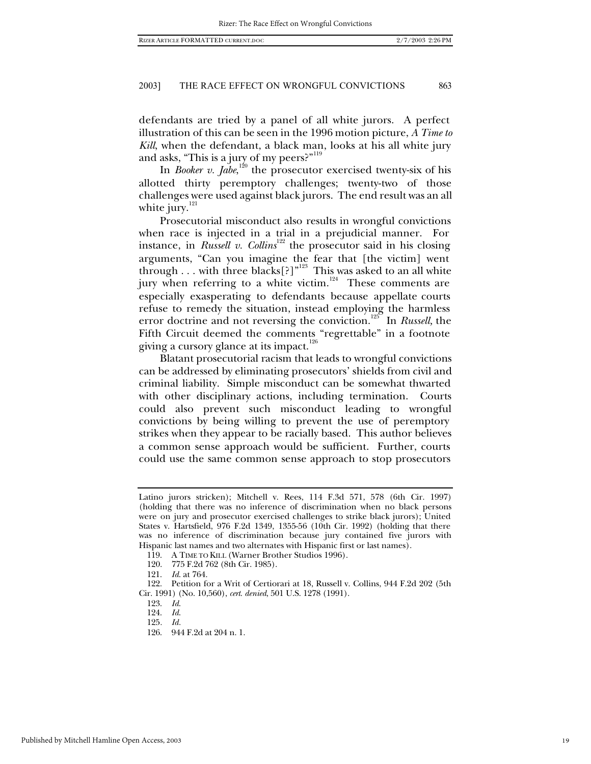defendants are tried by a panel of all white jurors. A perfect illustration of this can be seen in the 1996 motion picture, *A Time to Kill*, when the defendant, a black man, looks at his all white jury and asks, "This is a jury of my peers?"[119]

In *Booker v. Jabe*,[120] the prosecutor exercised twenty-six of his allotted thirty peremptory challenges; twenty-two of those challenges were used against black jurors. The end result was an all white jury.[121]

Prosecutorial misconduct also results in wrongful convictions when race is injected in a trial in a prejudicial manner. For instance, in *Russell v. Collins*[122] the prosecutor said in his closing arguments, "Can you imagine the fear that [the victim] went through . . . with three blacks[?]"[123] This was asked to an all white jury when referring to a white victim.[124] These comments are especially exasperating to defendants because appellate courts refuse to remedy the situation, instead employing the harmless error doctrine and not reversing the conviction.[125] In *Russell,* the Fifth Circuit deemed the comments "regrettable" in a footnote giving a cursory glance at its impact.[126]

Blatant prosecutorial racism that leads to wrongful convictions can be addressed by eliminating prosecutors' shields from civil and criminal liability. Simple misconduct can be somewhat thwarted with other disciplinary actions, including termination. Courts could also prevent such misconduct leading to wrongful convictions by being willing to prevent the use of peremptory strikes when they appear to be racially based. This author believes a common sense approach would be sufficient. Further, courts could use the same common sense approach to stop prosecutors

---

Latino jurors stricken); Mitchell v. Rees, 114 F.3d 571, 578 (6th Cir. 1997) (holding that there was no inference of discrimination when no black persons were on jury and prosecutor exercised challenges to strike black jurors); United States v. Hartsfield, 976 F.2d 1349, 1355-56 (10th Cir. 1992) (holding that there was no inference of discrimination because jury contained five jurors with Hispanic last names and two alternates with Hispanic first or last names).

119. A TIME TO KILL (Warner Brother Studios 1996).

120. 775 F.2d 762 (8th Cir. 1985).

121. *Id.* at 764.

122. Petition for a Writ of Certiorari at 18, Russell v. Collins, 944 F.2d 202 (5th Cir. 1991) (No. 10,560), *cert. denied*, 501 U.S. 1278 (1991).

123. *Id.*

124. *Id.*

125. *Id.*

126. 944 F.2d at 204 n. 1.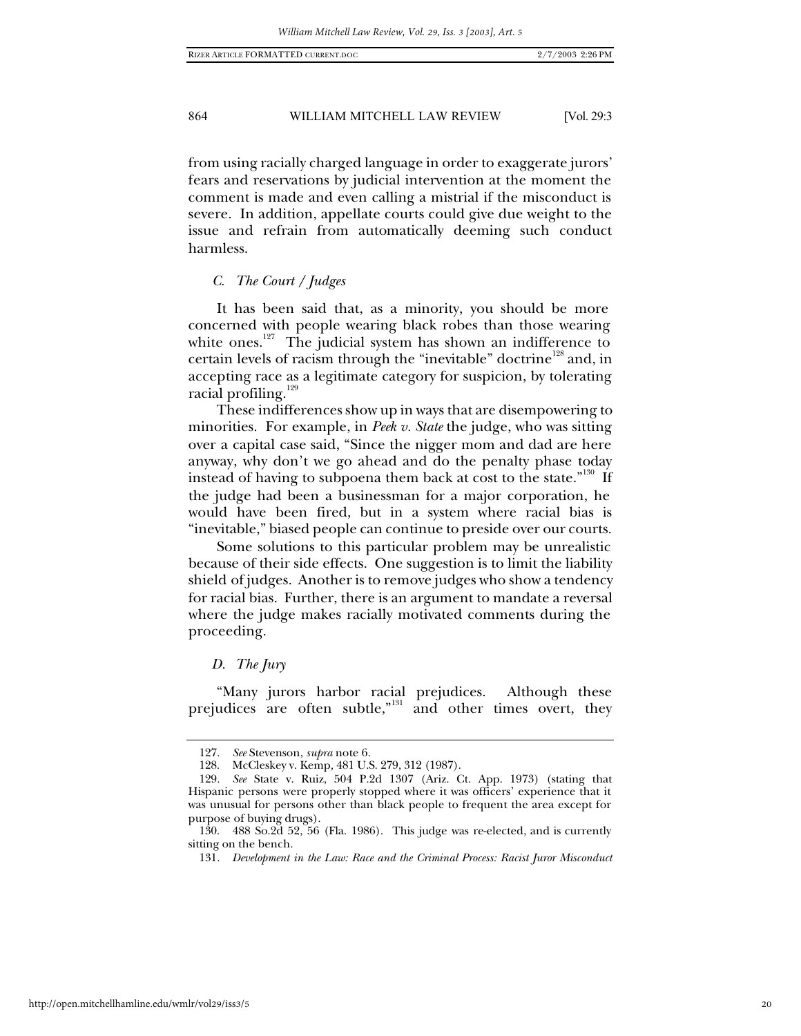from using racially charged language in order to exaggerate jurors' fears and reservations by judicial intervention at the moment the comment is made and even calling a mistrial if the misconduct is severe. In addition, appellate courts could give due weight to the issue and refrain from automatically deeming such conduct harmless.

### *C. The Court / Judges*

It has been said that, as a minority, you should be more concerned with people wearing black robes than those wearing white ones.[127] The judicial system has shown an indifference to certain levels of racism through the "inevitable" doctrine[128] and, in accepting race as a legitimate category for suspicion, by tolerating racial profiling.[129]

These indifferences show up in ways that are disempowering to minorities. For example, in *Peek v. State* the judge, who was sitting over a capital case said, "Since the nigger mom and dad are here anyway, why don't we go ahead and do the penalty phase today instead of having to subpoena them back at cost to the state."[130] If the judge had been a businessman for a major corporation, he would have been fired, but in a system where racial bias is "inevitable," biased people can continue to preside over our courts.

Some solutions to this particular problem may be unrealistic because of their side effects. One suggestion is to limit the liability shield of judges. Another is to remove judges who show a tendency for racial bias. Further, there is an argument to mandate a reversal where the judge makes racially motivated comments during the proceeding.

### *D. The Jury*

"Many jurors harbor racial prejudices. Although these prejudices are often subtle,"[131] and other times overt, they

---

127. *See* Stevenson, *supra* note 6.

128. McCleskey v. Kemp, 481 U.S. 279, 312 (1987).

129. *See* State v. Ruiz, 504 P.2d 1307 (Ariz. Ct. App. 1973) (stating that Hispanic persons were properly stopped where it was officers' experience that it was unusual for persons other than black people to frequent the area except for purpose of buying drugs).

130. 488 So.2d 52, 56 (Fla. 1986). This judge was re-elected, and is currently sitting on the bench.

131. *Development in the Law: Race and the Criminal Process: Racist Juror Misconduct*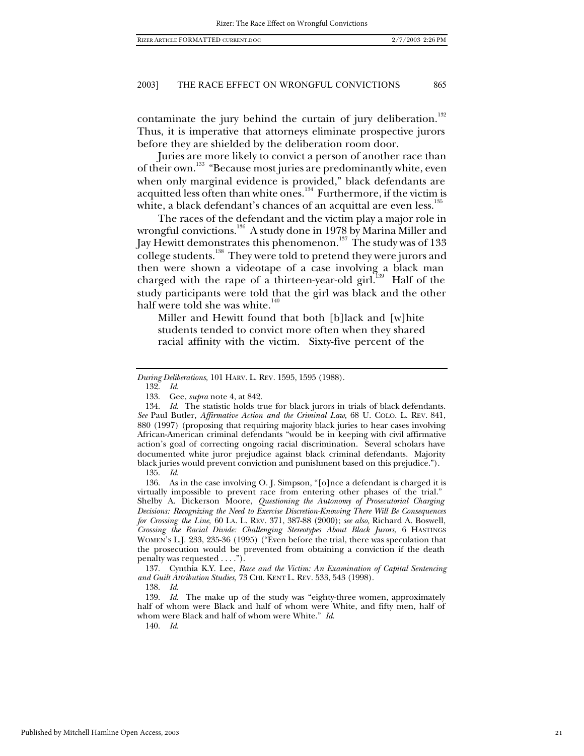contaminate the jury behind the curtain of jury deliberation.[132] Thus, it is imperative that attorneys eliminate prospective jurors before they are shielded by the deliberation room door.

Juries are more likely to convict a person of another race than of their own.[133] "Because most juries are predominantly white, even when only marginal evidence is provided," black defendants are acquitted less often than white ones.[134] Furthermore, if the victim is white, a black defendant's chances of an acquittal are even less.[135]

The races of the defendant and the victim play a major role in wrongful convictions.[136] A study done in 1978 by Marina Miller and Jay Hewitt demonstrates this phenomenon.[137] The study was of 133 college students.[138] They were told to pretend they were jurors and then were shown a videotape of a case involving a black man charged with the rape of a thirteen-year-old girl.[139] Half of the study participants were told that the girl was black and the other half were told she was white.[140]

> Miller and Hewitt found that both [b]lack and [w]hite students tended to convict more often when they shared racial affinity with the victim. Sixty-five percent of the

---

*During Deliberations*, 101 HARV. L. REV. 1595, 1595 (1988).

132. *Id.*

133. Gee, *supra* note 4, at 842.

134. *Id.* The statistic holds true for black jurors in trials of black defendants. *See* Paul Butler, *Affirmative Action and the Criminal Law*, 68 U. COLO. L. REV. 841, 880 (1997) (proposing that requiring majority black juries to hear cases involving African-American criminal defendants "would be in keeping with civil affirmative action's goal of correcting ongoing racial discrimination. Several scholars have documented white juror prejudice against black criminal defendants. Majority black juries would prevent conviction and punishment based on this prejudice.").

135. *Id.*

136. As in the case involving O. J. Simpson, "[o]nce a defendant is charged it is virtually impossible to prevent race from entering other phases of the trial." Shelby A. Dickerson Moore, *Questioning the Autonomy of Prosecutorial Charging Decisions: Recognizing the Need to Exercise Discretion-Knowing There Will Be Consequences for Crossing the Line*, 60 LA. L. REV. 371, 387-88 (2000); *see also*, Richard A. Boswell, *Crossing the Racial Divide: Challenging Stereotypes About Black Jurors,* 6 HASTINGS WOMEN'S L.J. 233, 235-36 (1995) ("Even before the trial, there was speculation that the prosecution would be prevented from obtaining a conviction if the death penalty was requested . . . .").

137. Cynthia K.Y. Lee, *Race and the Victim: An Examination of Capital Sentencing and Guilt Attribution Studies,* 73 CHI. KENT L. REV. 533, 543 (1998).

138. *Id.*

139. *Id.* The make up of the study was "eighty-three women, approximately half of whom were Black and half of whom were White, and fifty men, half of whom were Black and half of whom were White." *Id.*

140. *Id.*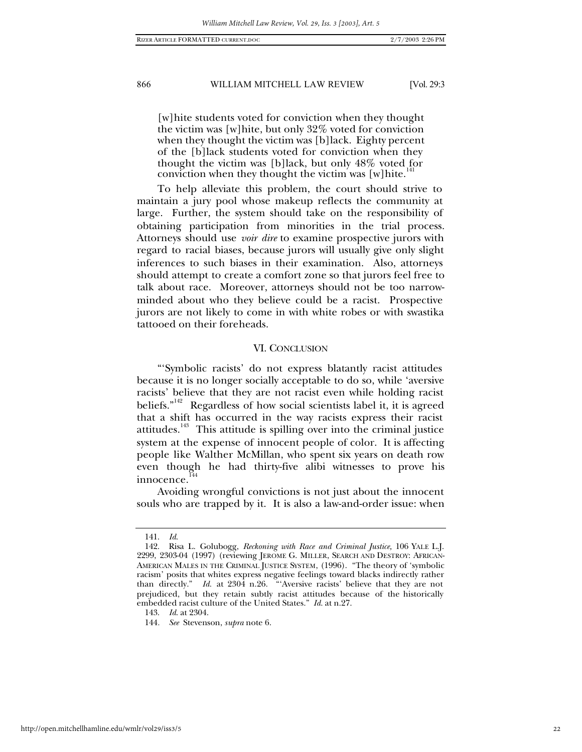[w]hite students voted for conviction when they thought the victim was [w]hite, but only 32% voted for conviction when they thought the victim was [b]lack. Eighty percent of the [b]lack students voted for conviction when they thought the victim was [b]lack, but only 48% voted for conviction when they thought the victim was [w]hite.[141]

To help alleviate this problem, the court should strive to maintain a jury pool whose makeup reflects the community at large. Further, the system should take on the responsibility of obtaining participation from minorities in the trial process. Attorneys should use *voir dire* to examine prospective jurors with regard to racial biases, because jurors will usually give only slight inferences to such biases in their examination. Also, attorneys should attempt to create a comfort zone so that jurors feel free to talk about race. Moreover, attorneys should not be too narrow-minded about who they believe could be a racist. Prospective jurors are not likely to come in with white robes or with swastika tattooed on their foreheads.

## VI. CONCLUSION

"'Symbolic racists' do not express blatantly racist attitudes because it is no longer socially acceptable to do so, while 'aversive racists' believe that they are not racist even while holding racist beliefs."[142] Regardless of how social scientists label it, it is agreed that a shift has occurred in the way racists express their racist attitudes.[143] This attitude is spilling over into the criminal justice system at the expense of innocent people of color. It is affecting people like Walther McMillan, who spent six years on death row even though he had thirty-five alibi witnesses to prove his innocence.[144]

Avoiding wrongful convictions is not just about the innocent souls who are trapped by it. It is also a law-and-order issue: when

---

141. *Id.*

142. Risa L. Golubogg, *Reckoning with Race and Criminal Justice,* 106 YALE L.J. 2299, 2303-04 (1997) (reviewing JEROME G. MILLER, SEARCH AND DESTROY: AFRICAN-AMERICAN MALES IN THE CRIMINAL JUSTICE SYSTEM, (1996). "The theory of 'symbolic racism' posits that whites express negative feelings toward blacks indirectly rather than directly." *Id.* at 2304 n.26. "'Aversive racists' believe that they are not prejudiced, but they retain subtly racist attitudes because of the historically embedded racist culture of the United States." *Id.* at n.27.

143. *Id.* at 2304.

144. *See* Stevenson, *supra* note 6.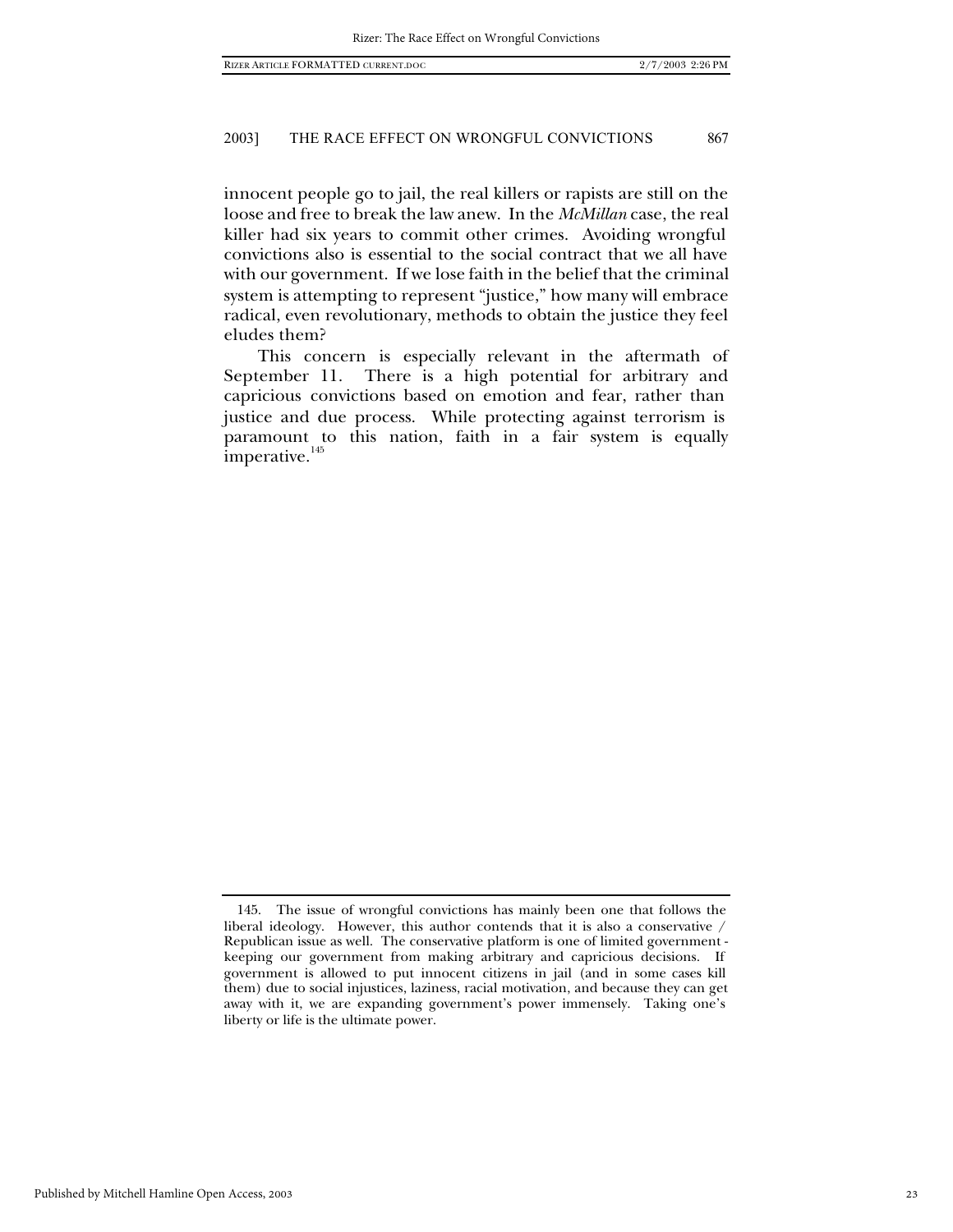innocent people go to jail, the real killers or rapists are still on the loose and free to break the law anew. In the *McMillan* case, the real killer had six years to commit other crimes. Avoiding wrongful convictions also is essential to the social contract that we all have with our government. If we lose faith in the belief that the criminal system is attempting to represent "justice," how many will embrace radical, even revolutionary, methods to obtain the justice they feel eludes them?

This concern is especially relevant in the aftermath of September 11. There is a high potential for arbitrary and capricious convictions based on emotion and fear, rather than justice and due process. While protecting against terrorism is paramount to this nation, faith in a fair system is equally imperative.[145]

---

145. The issue of wrongful convictions has mainly been one that follows the liberal ideology. However, this author contends that it is also a conservative / Republican issue as well. The conservative platform is one of limited government - keeping our government from making arbitrary and capricious decisions. If government is allowed to put innocent citizens in jail (and in some cases kill them) due to social injustices, laziness, racial motivation, and because they can get away with it, we are expanding government's power immensely. Taking one's liberty or life is the ultimate power.